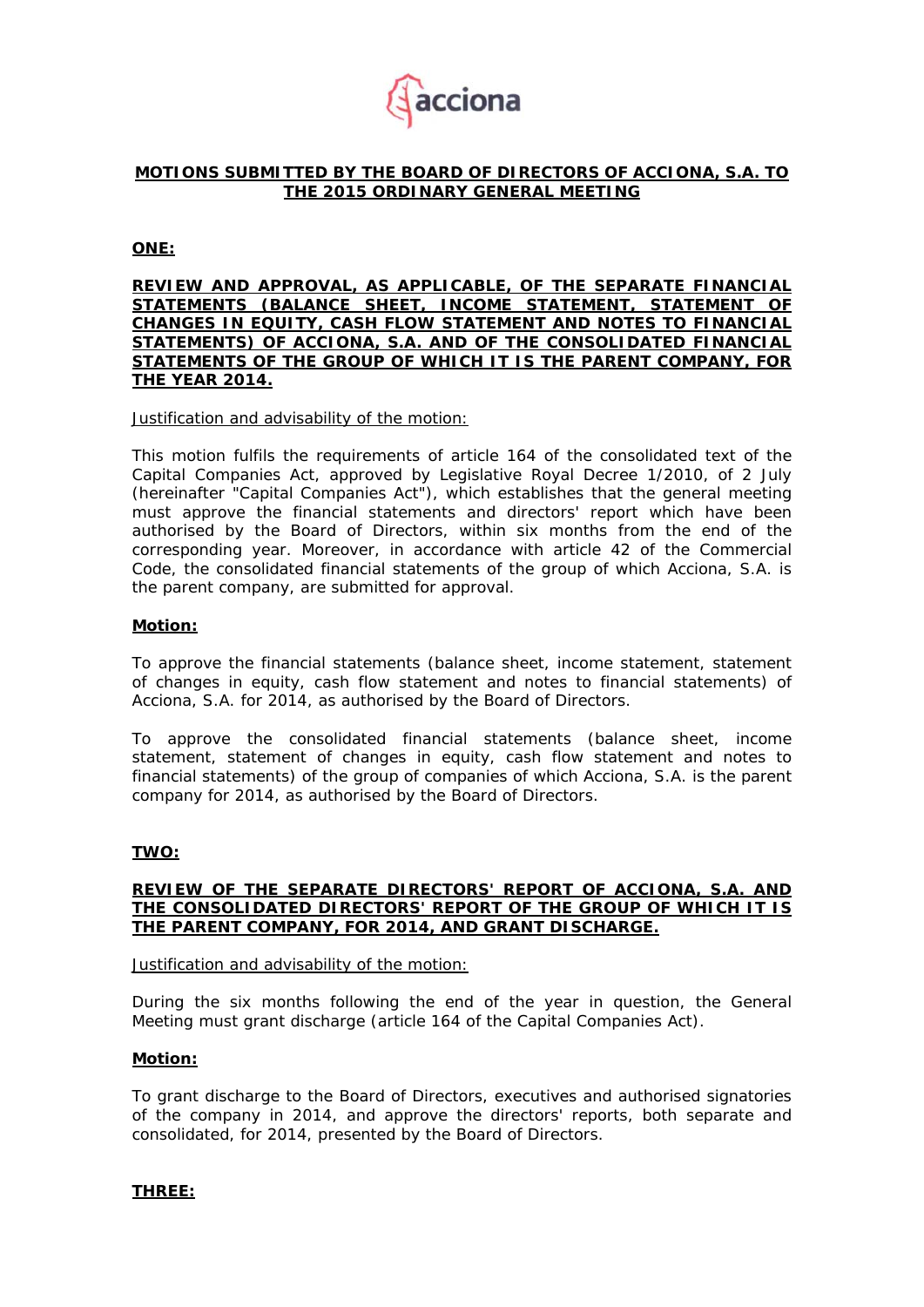# MOTIONS SUBMITTED BY THE BOARD OF DIRECTORS OF ACCIONA, S.A. TO THE 2015 ORDINARY GENERAL MEETING

## ONE:

### REVIEW AND APPROVAL, AS APPLICABLE, OF THE SEPARATE FINANCIAL STATEMENTS (BALANCE SHEET, INCOME STATEMENT, STATEMENT OF CHANGES IN EQUITY, CASH FLOW STATEMENT AND NOTES TO FINANCIAL STATEMENTS) OF ACCIONA, S.A. AND OF THE CONSOLIDATED FINANCIAL STATEMENTS OF THE GROUP OF WHICH IT IS THE PARENT COMPANY, FOR THE YEAR 2014.

Justification and advisability of the motion:

This motion fulfils the requirements of article 164 of the consolidated text of the Capital Companies Act, approved by Legislative Royal Decree 1/2010, of 2 July (hereinafter "Capital Companies Act"), which establishes that the general meeting must approve the financial statements and directors' report which have been authorised by the Board of Directors, within six months from the end of the corresponding year. Moreover, in accordance with article 42 of the Commercial Code, the consolidated financial statements of the group of which Acciona, S.A. is the parent company, are submitted for approval.

**Motion:**

To approve the financial statements (balance sheet, income statement, statement of changes in equity, cash flow statement and notes to financial statements) of Acciona, S.A. for 2014, as authorised by the Board of Directors.

To approve the consolidated financial statements (balance sheet, income statement, statement of changes in equity, cash flow statement and notes to financial statements) of the group of companies of which Acciona, S.A. is the parent company for 2014, as authorised by the Board of Directors.

## TWO:

### REVIEW OF THE SEPARATE DIRECTORS' REPORT OF ACCIONA, S.A. AND THE CONSOLIDATED DIRECTORS' REPORT OF THE GROUP OF WHICH IT IS THE PARENT COMPANY, FOR 2014, AND GRANT DISCHARGE.

Justification and advisability of the motion:

During the six months following the end of the year in question, the General Meeting must grant discharge (article 164 of the Capital Companies Act).

**Motion:**

To grant discharge to the Board of Directors, executives and authorised signatories of the company in 2014, and approve the directors' reports, both separate and consolidated, for 2014, presented by the Board of Directors.

## THREE: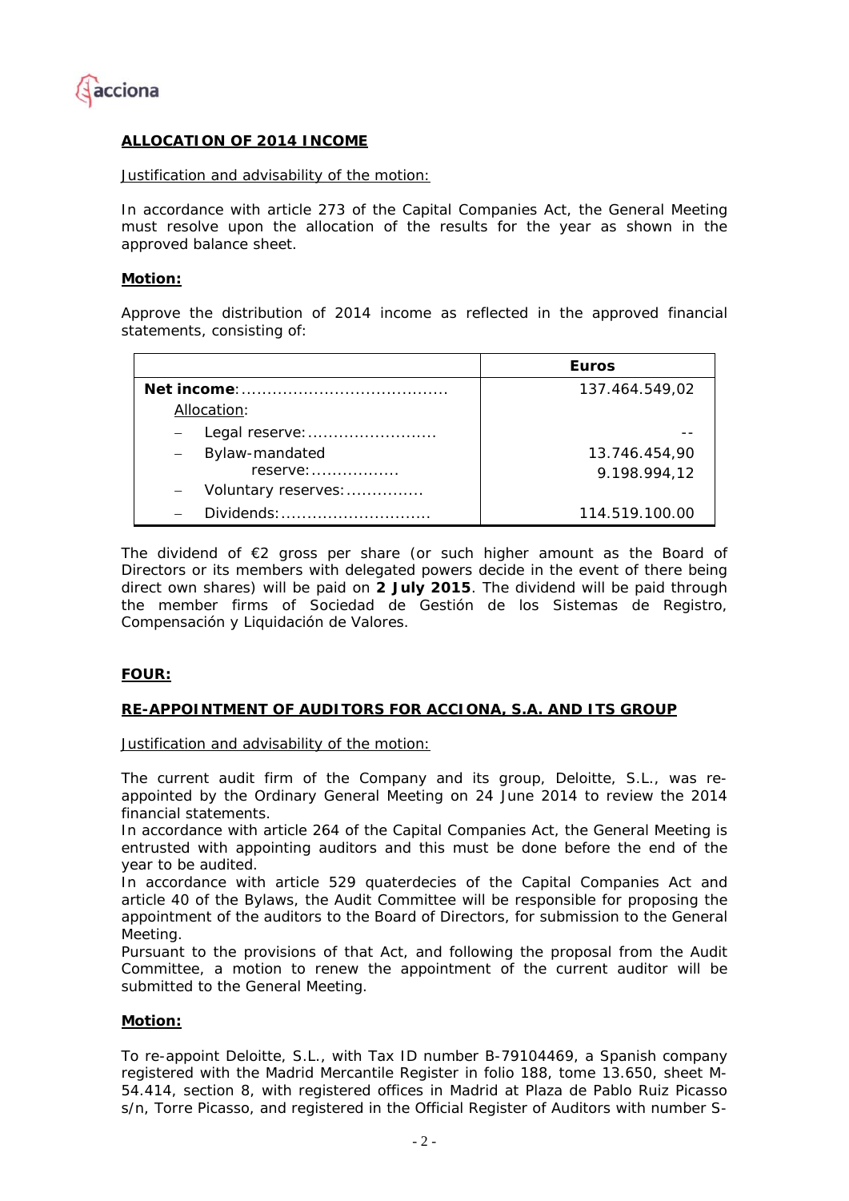**ALLOCATION OF 2014 INCOME**

Justification and advisability of the motion:

In accordance with article 273 of the Capital Companies Act, the General Meeting must resolve upon the allocation of the results for the year as shown in the approved balance sheet.

**Motion:**

Approve the distribution of 2014 income as reflected in the approved financial statements, consisting of:

| | **Euros** |
|---|---|
| **Net income**:........................................ | 137.464.549,02 |
| Allocation: | |
| – Legal reserve:......................... | -- |
| – Bylaw-mandated reserve:................. | 13.746.454,90 |
| – Voluntary reserves:............... | 9.198.994,12 |
| – Dividends:............................. | 114.519.100.00 |

The dividend of €2 gross per share (or such higher amount as the Board of Directors or its members with delegated powers decide in the event of there being direct own shares) will be paid on **2 July 2015**. The dividend will be paid through the member firms of Sociedad de Gestión de los Sistemas de Registro, Compensación y Liquidación de Valores.

**FOUR:**

**RE-APPOINTMENT OF AUDITORS FOR ACCIONA, S.A. AND ITS GROUP**

Justification and advisability of the motion:

The current audit firm of the Company and its group, Deloitte, S.L., was re-appointed by the Ordinary General Meeting on 24 June 2014 to review the 2014 financial statements.
In accordance with article 264 of the Capital Companies Act, the General Meeting is entrusted with appointing auditors and this must be done before the end of the year to be audited.
In accordance with article 529 quaterdecies of the Capital Companies Act and article 40 of the Bylaws, the Audit Committee will be responsible for proposing the appointment of the auditors to the Board of Directors, for submission to the General Meeting.
Pursuant to the provisions of that Act, and following the proposal from the Audit Committee, a motion to renew the appointment of the current auditor will be submitted to the General Meeting.

**Motion:**

To re-appoint Deloitte, S.L., with Tax ID number B-79104469, a Spanish company registered with the Madrid Mercantile Register in folio 188, tome 13.650, sheet M-54.414, section 8, with registered offices in Madrid at Plaza de Pablo Ruiz Picasso s/n, Torre Picasso, and registered in the Official Register of Auditors with number S-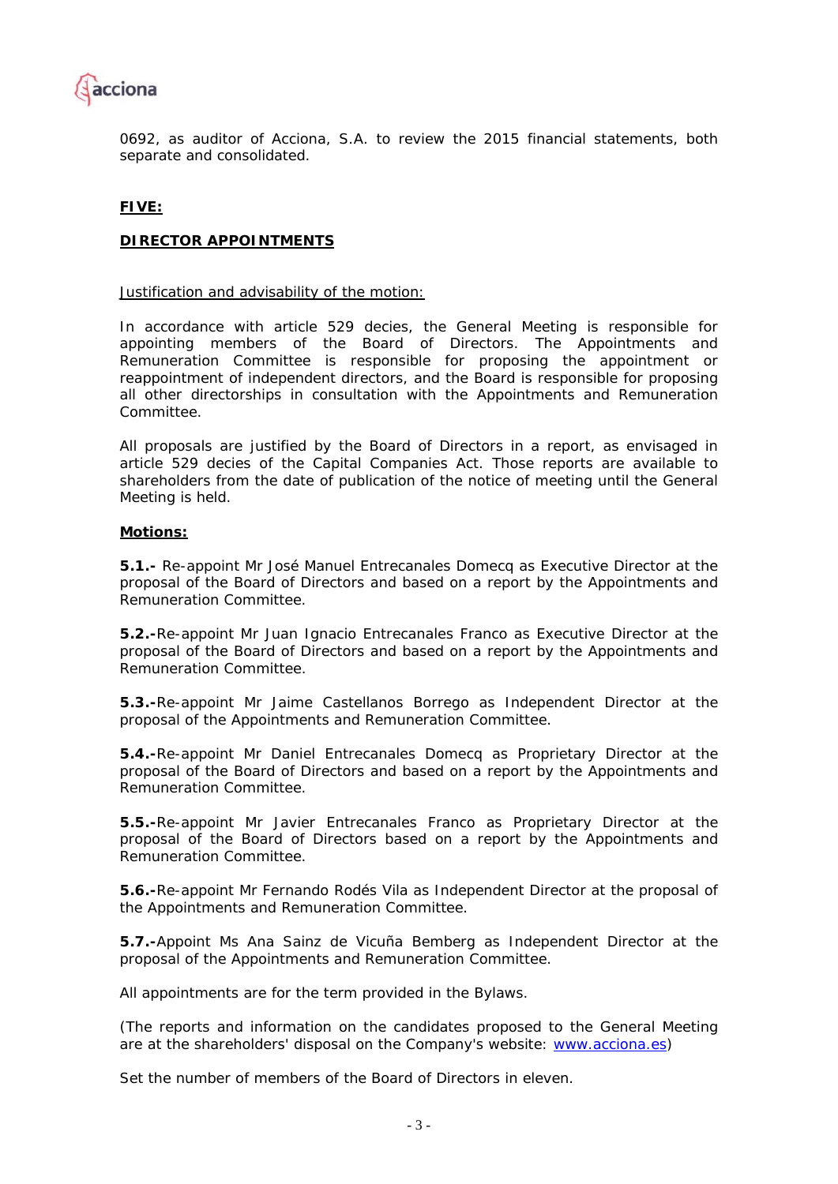0692, as auditor of Acciona, S.A. to review the 2015 financial statements, both separate and consolidated.

**FIVE:**

**DIRECTOR APPOINTMENTS**

Justification and advisability of the motion:

In accordance with article 529 decies, the General Meeting is responsible for appointing members of the Board of Directors. The Appointments and Remuneration Committee is responsible for proposing the appointment or reappointment of independent directors, and the Board is responsible for proposing all other directorships in consultation with the Appointments and Remuneration Committee.

All proposals are justified by the Board of Directors in a report, as envisaged in article 529 decies of the Capital Companies Act. Those reports are available to shareholders from the date of publication of the notice of meeting until the General Meeting is held.

**Motions:**

**5.1.-** Re-appoint Mr José Manuel Entrecanales Domecq as Executive Director at the proposal of the Board of Directors and based on a report by the Appointments and Remuneration Committee.

**5.2.-**Re-appoint Mr Juan Ignacio Entrecanales Franco as Executive Director at the proposal of the Board of Directors and based on a report by the Appointments and Remuneration Committee.

**5.3.-**Re-appoint Mr Jaime Castellanos Borrego as Independent Director at the proposal of the Appointments and Remuneration Committee.

**5.4.-**Re-appoint Mr Daniel Entrecanales Domecq as Proprietary Director at the proposal of the Board of Directors and based on a report by the Appointments and Remuneration Committee.

**5.5.-**Re-appoint Mr Javier Entrecanales Franco as Proprietary Director at the proposal of the Board of Directors based on a report by the Appointments and Remuneration Committee.

**5.6.-**Re-appoint Mr Fernando Rodés Vila as Independent Director at the proposal of the Appointments and Remuneration Committee.

**5.7.-**Appoint Ms Ana Sainz de Vicuña Bemberg as Independent Director at the proposal of the Appointments and Remuneration Committee.

All appointments are for the term provided in the Bylaws.

(The reports and information on the candidates proposed to the General Meeting are at the shareholders' disposal on the Company's website: [www.acciona.es](http://www.acciona.es))

Set the number of members of the Board of Directors in eleven.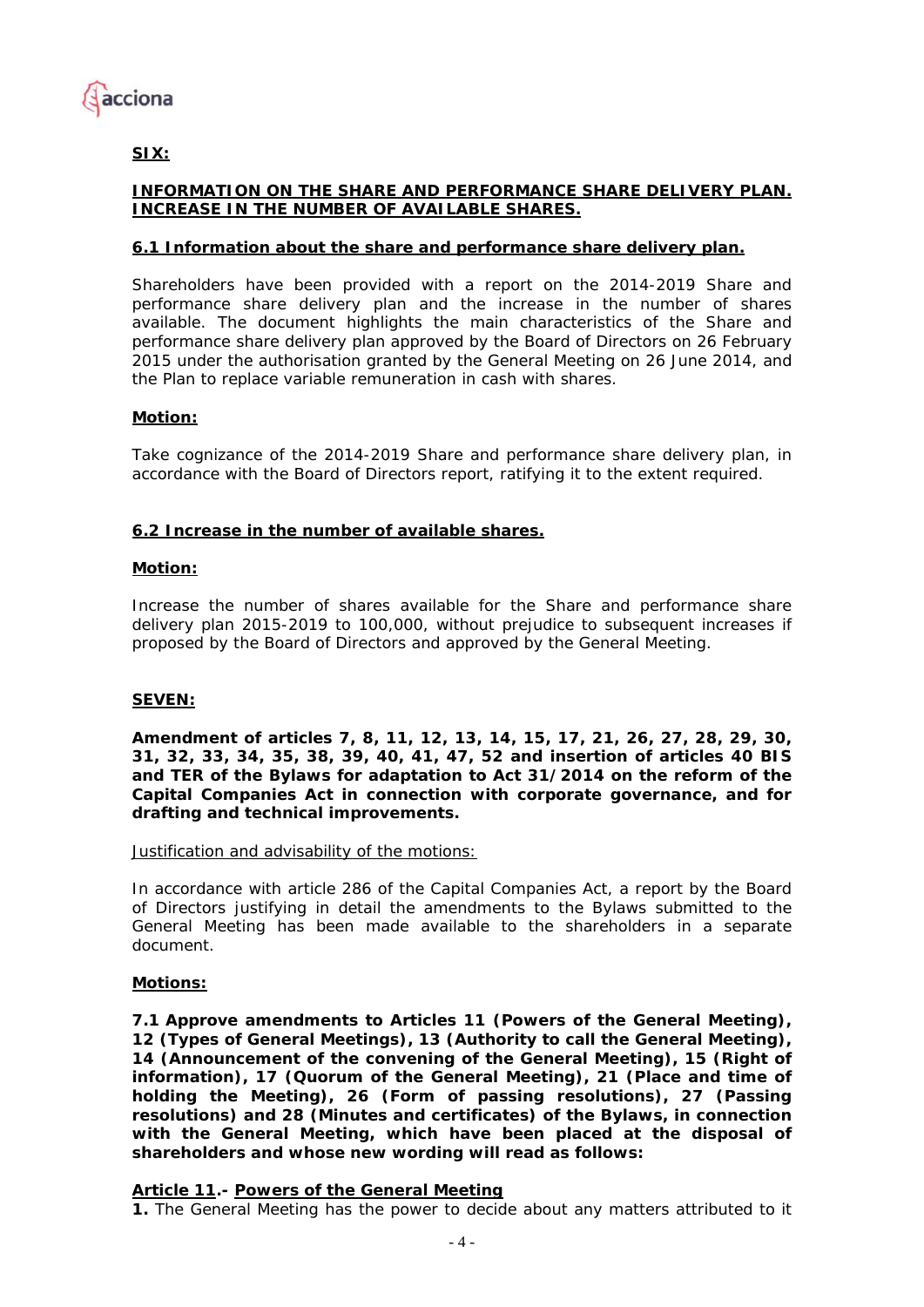**SIX:**

**INFORMATION ON THE SHARE AND PERFORMANCE SHARE DELIVERY PLAN. INCREASE IN THE NUMBER OF AVAILABLE SHARES.**

**6.1 Information about the share and performance share delivery plan.**

Shareholders have been provided with a report on the 2014-2019 Share and performance share delivery plan and the increase in the number of shares available. The document highlights the main characteristics of the Share and performance share delivery plan approved by the Board of Directors on 26 February 2015 under the authorisation granted by the General Meeting on 26 June 2014, and the Plan to replace variable remuneration in cash with shares.

**Motion:**

Take cognizance of the 2014-2019 Share and performance share delivery plan, in accordance with the Board of Directors report, ratifying it to the extent required.

**6.2 Increase in the number of available shares.**

**Motion:**

Increase the number of shares available for the Share and performance share delivery plan 2015-2019 to 100,000, without prejudice to subsequent increases if proposed by the Board of Directors and approved by the General Meeting.

**SEVEN:**

**Amendment of articles 7, 8, 11, 12, 13, 14, 15, 17, 21, 26, 27, 28, 29, 30, 31, 32, 33, 34, 35, 38, 39, 40, 41, 47, 52 and insertion of articles 40 BIS and TER of the Bylaws for adaptation to Act 31/2014 on the reform of the Capital Companies Act in connection with corporate governance, and for drafting and technical improvements.**

Justification and advisability of the motions:

In accordance with article 286 of the Capital Companies Act, a report by the Board of Directors justifying in detail the amendments to the Bylaws submitted to the General Meeting has been made available to the shareholders in a separate document.

**Motions:**

**7.1 Approve amendments to Articles 11 (Powers of the General Meeting), 12 (Types of General Meetings), 13 (Authority to call the General Meeting), 14 (Announcement of the convening of the General Meeting), 15 (Right of information), 17 (Quorum of the General Meeting), 21 (Place and time of holding the Meeting), 26 (Form of passing resolutions), 27 (Passing resolutions) and 28 (Minutes and certificates) of the Bylaws, in connection with the General Meeting, which have been placed at the disposal of shareholders and whose new wording will read as follows:**

**Article 11.- Powers of the General Meeting**

**1.** The General Meeting has the power to decide about any matters attributed to it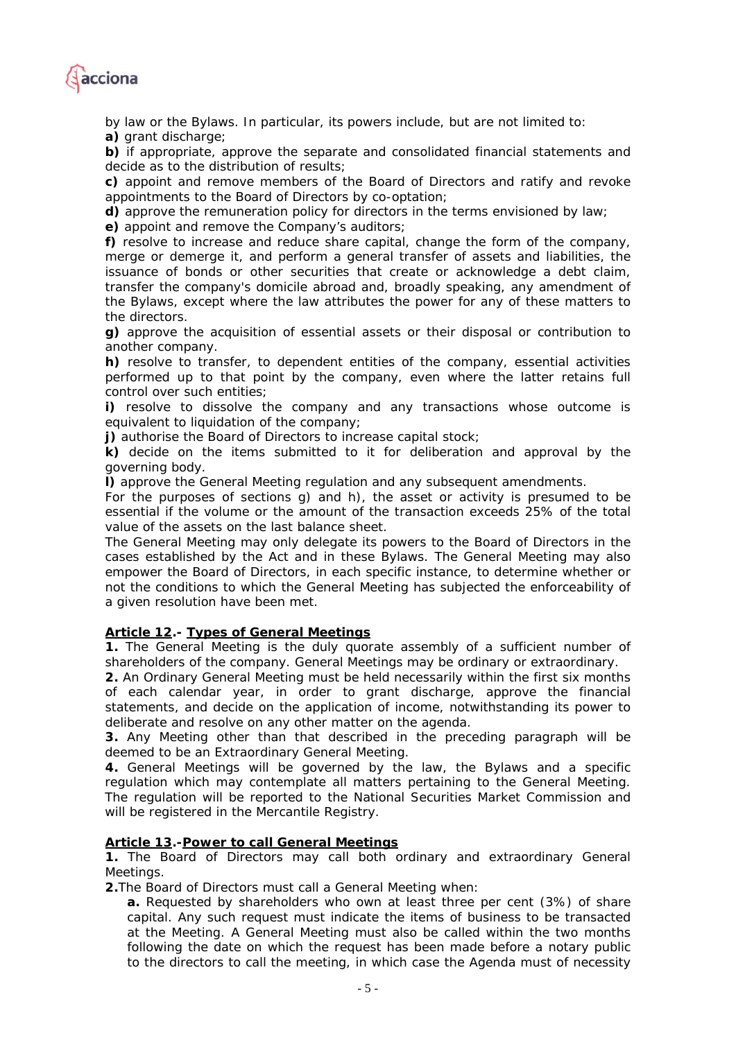by law or the Bylaws. In particular, its powers include, but are not limited to:

**a)** grant discharge;

**b)** if appropriate, approve the separate and consolidated financial statements and decide as to the distribution of results;

**c)** appoint and remove members of the Board of Directors and ratify and revoke appointments to the Board of Directors by co-optation;

**d)** approve the remuneration policy for directors in the terms envisioned by law;

**e)** appoint and remove the Company's auditors;

**f)** resolve to increase and reduce share capital, change the form of the company, merge or demerge it, and perform a general transfer of assets and liabilities, the issuance of bonds or other securities that create or acknowledge a debt claim, transfer the company's domicile abroad and, broadly speaking, any amendment of the Bylaws, except where the law attributes the power for any of these matters to the directors.

**g)** approve the acquisition of essential assets or their disposal or contribution to another company.

**h)** resolve to transfer, to dependent entities of the company, essential activities performed up to that point by the company, even where the latter retains full control over such entities;

**i)** resolve to dissolve the company and any transactions whose outcome is equivalent to liquidation of the company;

**j)** authorise the Board of Directors to increase capital stock;

**k)** decide on the items submitted to it for deliberation and approval by the governing body.

**l)** approve the General Meeting regulation and any subsequent amendments.

For the purposes of sections g) and h), the asset or activity is presumed to be essential if the volume or the amount of the transaction exceeds 25% of the total value of the assets on the last balance sheet.

The General Meeting may only delegate its powers to the Board of Directors in the cases established by the Act and in these Bylaws. The General Meeting may also empower the Board of Directors, in each specific instance, to determine whether or not the conditions to which the General Meeting has subjected the enforceability of a given resolution have been met.

### <u>Article 12</u>.- <u>Types of General Meetings</u>

**1.** The General Meeting is the duly quorate assembly of a sufficient number of shareholders of the company. General Meetings may be ordinary or extraordinary.

**2.** An Ordinary General Meeting must be held necessarily within the first six months of each calendar year, in order to grant discharge, approve the financial statements, and decide on the application of income, notwithstanding its power to deliberate and resolve on any other matter on the agenda.

**3.** Any Meeting other than that described in the preceding paragraph will be deemed to be an Extraordinary General Meeting.

**4.** General Meetings will be governed by the law, the Bylaws and a specific regulation which may contemplate all matters pertaining to the General Meeting. The regulation will be reported to the National Securities Market Commission and will be registered in the Mercantile Registry.

### <u>Article 13</u>.-<u>Power to call General Meetings</u>

**1.** The Board of Directors may call both ordinary and extraordinary General Meetings.

**2.**The Board of Directors must call a General Meeting when:

> **a.** Requested by shareholders who own at least three per cent (3%) of share capital. Any such request must indicate the items of business to be transacted at the Meeting. A General Meeting must also be called within the two months following the date on which the request has been made before a notary public to the directors to call the meeting, in which case the Agenda must of necessity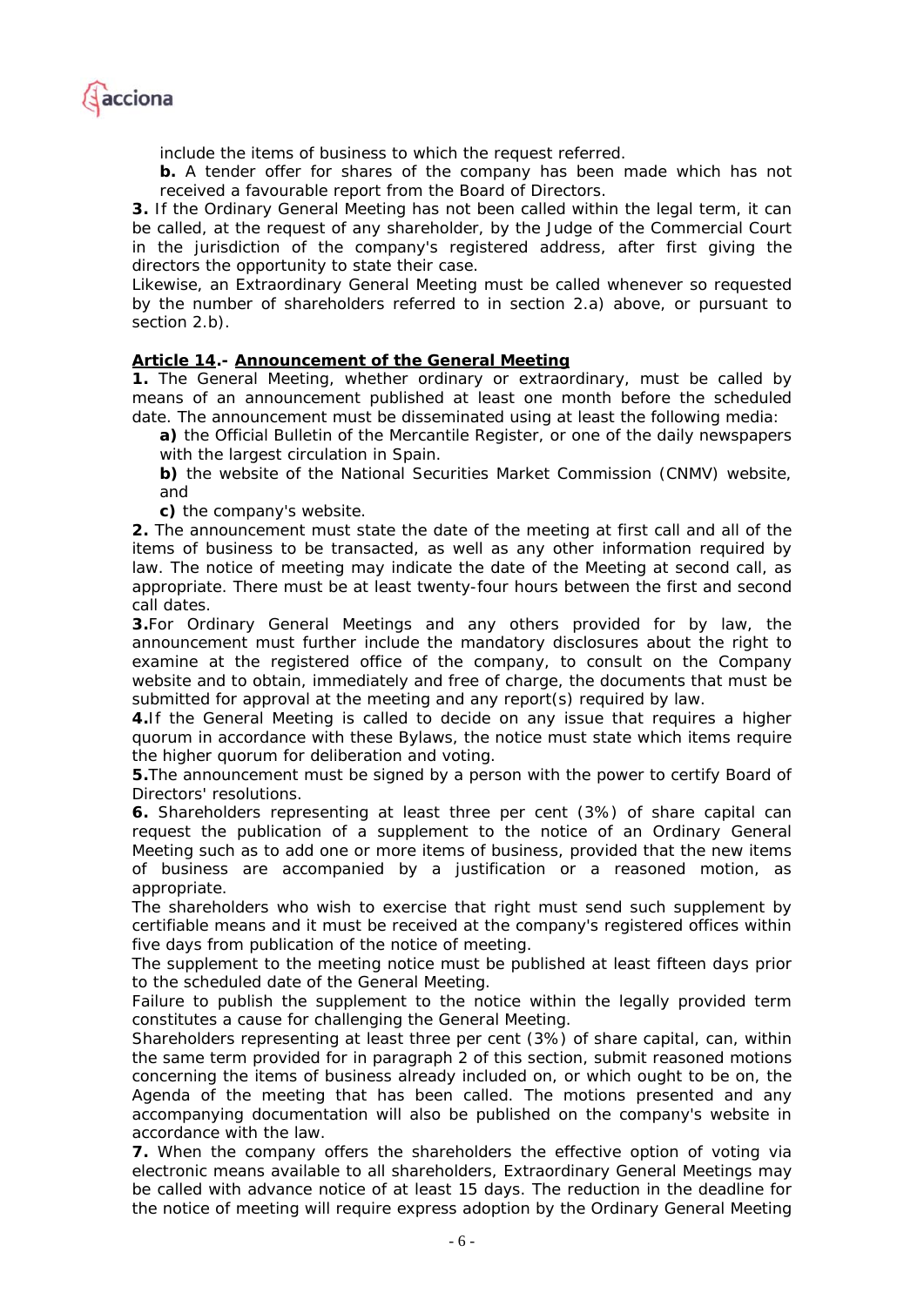include the items of business to which the request referred.

**b.** A tender offer for shares of the company has been made which has not received a favourable report from the Board of Directors.

**3.** If the Ordinary General Meeting has not been called within the legal term, it can be called, at the request of any shareholder, by the Judge of the Commercial Court in the jurisdiction of the company's registered address, after first giving the directors the opportunity to state their case.

Likewise, an Extraordinary General Meeting must be called whenever so requested by the number of shareholders referred to in section 2.a) above, or pursuant to section 2.b).

**Article 14.- Announcement of the General Meeting**

**1.** The General Meeting, whether ordinary or extraordinary, must be called by means of an announcement published at least one month before the scheduled date. The announcement must be disseminated using at least the following media:

**a)** the Official Bulletin of the Mercantile Register, or one of the daily newspapers with the largest circulation in Spain.

**b)** the website of the National Securities Market Commission (CNMV) website, and

**c)** the company's website.

**2.** The announcement must state the date of the meeting at first call and all of the items of business to be transacted, as well as any other information required by law. The notice of meeting may indicate the date of the Meeting at second call, as appropriate. There must be at least twenty-four hours between the first and second call dates.

**3.** For Ordinary General Meetings and any others provided for by law, the announcement must further include the mandatory disclosures about the right to examine at the registered office of the company, to consult on the Company website and to obtain, immediately and free of charge, the documents that must be submitted for approval at the meeting and any report(s) required by law.

**4.** If the General Meeting is called to decide on any issue that requires a higher quorum in accordance with these Bylaws, the notice must state which items require the higher quorum for deliberation and voting.

**5.** The announcement must be signed by a person with the power to certify Board of Directors' resolutions.

**6.** Shareholders representing at least three per cent (3%) of share capital can request the publication of a supplement to the notice of an Ordinary General Meeting such as to add one or more items of business, provided that the new items of business are accompanied by a justification or a reasoned motion, as appropriate.

The shareholders who wish to exercise that right must send such supplement by certifiable means and it must be received at the company's registered offices within five days from publication of the notice of meeting.

The supplement to the meeting notice must be published at least fifteen days prior to the scheduled date of the General Meeting.

Failure to publish the supplement to the notice within the legally provided term constitutes a cause for challenging the General Meeting.

Shareholders representing at least three per cent (3%) of share capital, can, within the same term provided for in paragraph 2 of this section, submit reasoned motions concerning the items of business already included on, or which ought to be on, the Agenda of the meeting that has been called. The motions presented and any accompanying documentation will also be published on the company's website in accordance with the law.

**7.** When the company offers the shareholders the effective option of voting via electronic means available to all shareholders, Extraordinary General Meetings may be called with advance notice of at least 15 days. The reduction in the deadline for the notice of meeting will require express adoption by the Ordinary General Meeting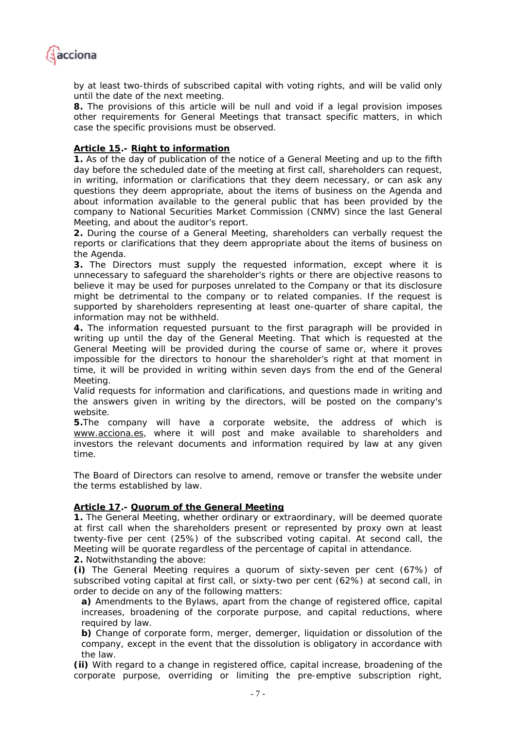by at least two-thirds of subscribed capital with voting rights, and will be valid only until the date of the next meeting.

**8.** The provisions of this article will be null and void if a legal provision imposes other requirements for General Meetings that transact specific matters, in which case the specific provisions must be observed.

**Article 15.- Right to information**

**1.** As of the day of publication of the notice of a General Meeting and up to the fifth day before the scheduled date of the meeting at first call, shareholders can request, in writing, information or clarifications that they deem necessary, or can ask any questions they deem appropriate, about the items of business on the Agenda and about information available to the general public that has been provided by the company to National Securities Market Commission (CNMV) since the last General Meeting, and about the auditor's report.

**2.** During the course of a General Meeting, shareholders can verbally request the reports or clarifications that they deem appropriate about the items of business on the Agenda.

**3.** The Directors must supply the requested information, except where it is unnecessary to safeguard the shareholder's rights or there are objective reasons to believe it may be used for purposes unrelated to the Company or that its disclosure might be detrimental to the company or to related companies. If the request is supported by shareholders representing at least one-quarter of share capital, the information may not be withheld.

**4.** The information requested pursuant to the first paragraph will be provided in writing up until the day of the General Meeting. That which is requested at the General Meeting will be provided during the course of same or, where it proves impossible for the directors to honour the shareholder's right at that moment in time, it will be provided in writing within seven days from the end of the General Meeting.

Valid requests for information and clarifications, and questions made in writing and the answers given in writing by the directors, will be posted on the company's website.

**5.** The company will have a corporate website, the address of which is www.acciona.es, where it will post and make available to shareholders and investors the relevant documents and information required by law at any given time.

The Board of Directors can resolve to amend, remove or transfer the website under the terms established by law.

**Article 17.- Quorum of the General Meeting**

**1.** The General Meeting, whether ordinary or extraordinary, will be deemed quorate at first call when the shareholders present or represented by proxy own at least twenty-five per cent (25%) of the subscribed voting capital. At second call, the Meeting will be quorate regardless of the percentage of capital in attendance.

**2.** Notwithstanding the above:

**(i)** The General Meeting requires a quorum of sixty-seven per cent (67%) of subscribed voting capital at first call, or sixty-two per cent (62%) at second call, in order to decide on any of the following matters:

- **a)** Amendments to the Bylaws, apart from the change of registered office, capital increases, broadening of the corporate purpose, and capital reductions, where required by law.
- **b)** Change of corporate form, merger, demerger, liquidation or dissolution of the company, except in the event that the dissolution is obligatory in accordance with the law.

**(ii)** With regard to a change in registered office, capital increase, broadening of the corporate purpose, overriding or limiting the pre-emptive subscription right,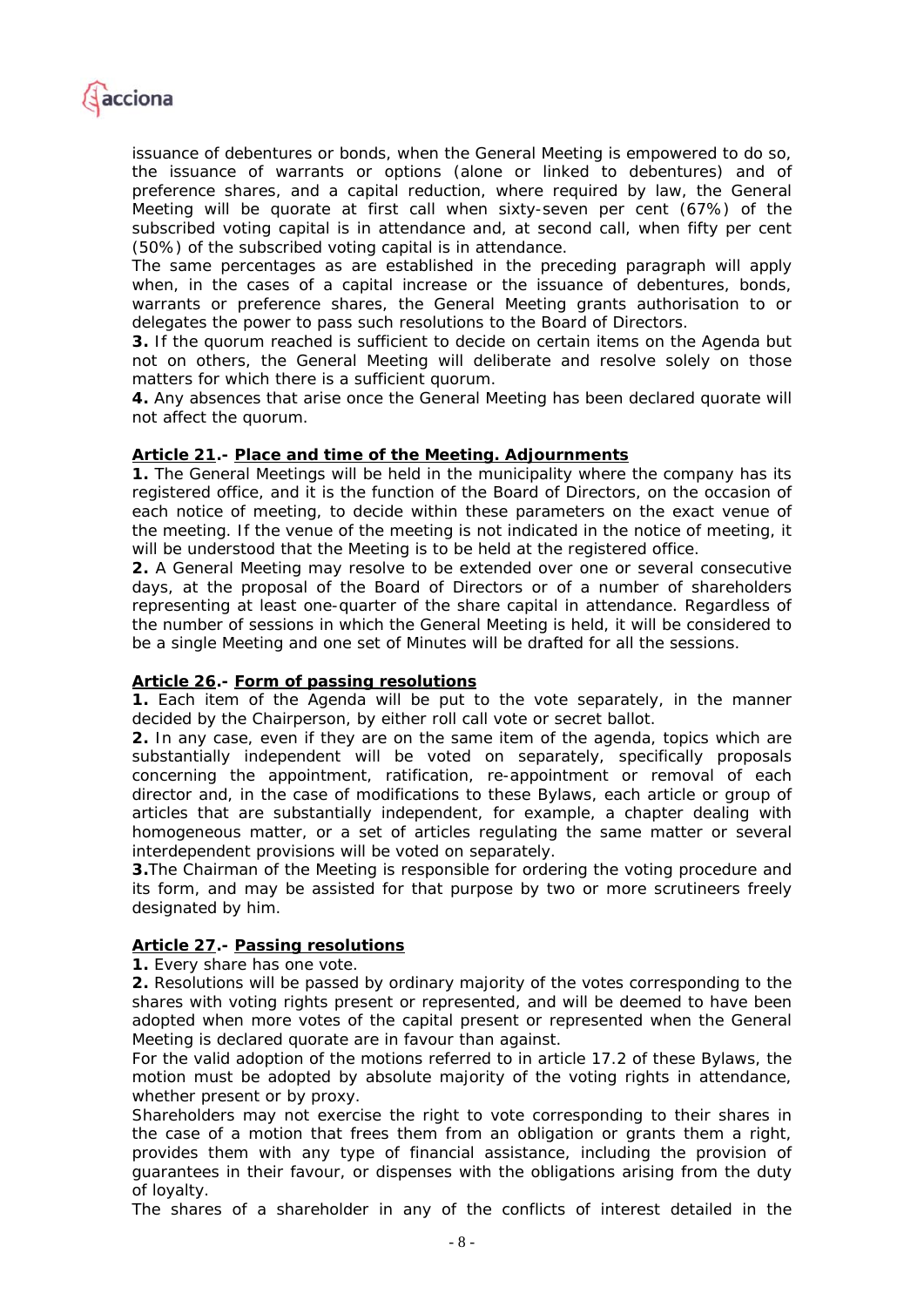issuance of debentures or bonds, when the General Meeting is empowered to do so, the issuance of warrants or options (alone or linked to debentures) and of preference shares, and a capital reduction, where required by law, the General Meeting will be quorate at first call when sixty-seven per cent (67%) of the subscribed voting capital is in attendance and, at second call, when fifty per cent (50%) of the subscribed voting capital is in attendance.

The same percentages as are established in the preceding paragraph will apply when, in the cases of a capital increase or the issuance of debentures, bonds, warrants or preference shares, the General Meeting grants authorisation to or delegates the power to pass such resolutions to the Board of Directors.

**3.** If the quorum reached is sufficient to decide on certain items on the Agenda but not on others, the General Meeting will deliberate and resolve solely on those matters for which there is a sufficient quorum.

**4.** Any absences that arise once the General Meeting has been declared quorate will not affect the quorum.

**Article 21.- Place and time of the Meeting. Adjournments**

**1.** The General Meetings will be held in the municipality where the company has its registered office, and it is the function of the Board of Directors, on the occasion of each notice of meeting, to decide within these parameters on the exact venue of the meeting. If the venue of the meeting is not indicated in the notice of meeting, it will be understood that the Meeting is to be held at the registered office.

**2.** A General Meeting may resolve to be extended over one or several consecutive days, at the proposal of the Board of Directors or of a number of shareholders representing at least one-quarter of the share capital in attendance. Regardless of the number of sessions in which the General Meeting is held, it will be considered to be a single Meeting and one set of Minutes will be drafted for all the sessions.

**Article 26.- Form of passing resolutions**

**1.** Each item of the Agenda will be put to the vote separately, in the manner decided by the Chairperson, by either roll call vote or secret ballot.

**2.** In any case, even if they are on the same item of the agenda, topics which are substantially independent will be voted on separately, specifically proposals concerning the appointment, ratification, re-appointment or removal of each director and, in the case of modifications to these Bylaws, each article or group of articles that are substantially independent, for example, a chapter dealing with homogeneous matter, or a set of articles regulating the same matter or several interdependent provisions will be voted on separately.

**3.** The Chairman of the Meeting is responsible for ordering the voting procedure and its form, and may be assisted for that purpose by two or more scrutineers freely designated by him.

**Article 27.- Passing resolutions**

**1.** Every share has one vote.

**2.** Resolutions will be passed by ordinary majority of the votes corresponding to the shares with voting rights present or represented, and will be deemed to have been adopted when more votes of the capital present or represented when the General Meeting is declared quorate are in favour than against.

For the valid adoption of the motions referred to in article 17.2 of these Bylaws, the motion must be adopted by absolute majority of the voting rights in attendance, whether present or by proxy.

Shareholders may not exercise the right to vote corresponding to their shares in the case of a motion that frees them from an obligation or grants them a right, provides them with any type of financial assistance, including the provision of guarantees in their favour, or dispenses with the obligations arising from the duty of loyalty.

The shares of a shareholder in any of the conflicts of interest detailed in the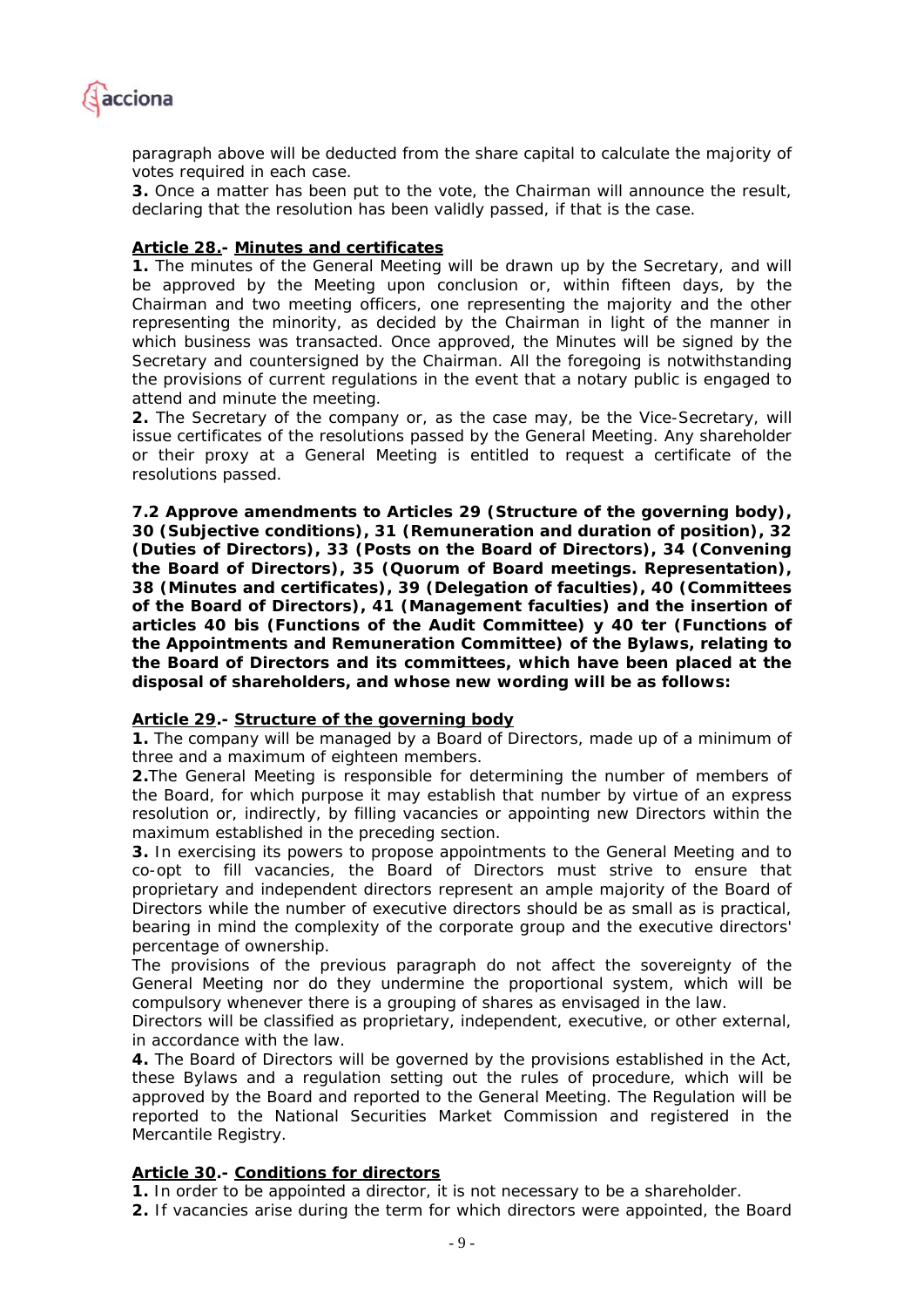paragraph above will be deducted from the share capital to calculate the majority of votes required in each case.

**3.** Once a matter has been put to the vote, the Chairman will announce the result, declaring that the resolution has been validly passed, if that is the case.

**Article 28.- Minutes and certificates**

**1.** The minutes of the General Meeting will be drawn up by the Secretary, and will be approved by the Meeting upon conclusion or, within fifteen days, by the Chairman and two meeting officers, one representing the majority and the other representing the minority, as decided by the Chairman in light of the manner in which business was transacted. Once approved, the Minutes will be signed by the Secretary and countersigned by the Chairman. All the foregoing is notwithstanding the provisions of current regulations in the event that a notary public is engaged to attend and minute the meeting.

**2.** The Secretary of the company or, as the case may, be the Vice-Secretary, will issue certificates of the resolutions passed by the General Meeting. Any shareholder or their proxy at a General Meeting is entitled to request a certificate of the resolutions passed.

**7.2 Approve amendments to Articles 29 (Structure of the governing body), 30 (Subjective conditions), 31 (Remuneration and duration of position), 32 (Duties of Directors), 33 (Posts on the Board of Directors), 34 (Convening the Board of Directors), 35 (Quorum of Board meetings. Representation), 38 (Minutes and certificates), 39 (Delegation of faculties), 40 (Committees of the Board of Directors), 41 (Management faculties) and the insertion of articles 40 bis (Functions of the Audit Committee) y 40 ter (Functions of the Appointments and Remuneration Committee) of the Bylaws, relating to the Board of Directors and its committees, which have been placed at the disposal of shareholders, and whose new wording will be as follows:**

**Article 29.- Structure of the governing body**

**1.** The company will be managed by a Board of Directors, made up of a minimum of three and a maximum of eighteen members.

**2.** The General Meeting is responsible for determining the number of members of the Board, for which purpose it may establish that number by virtue of an express resolution or, indirectly, by filling vacancies or appointing new Directors within the maximum established in the preceding section.

**3.** In exercising its powers to propose appointments to the General Meeting and to co-opt to fill vacancies, the Board of Directors must strive to ensure that proprietary and independent directors represent an ample majority of the Board of Directors while the number of executive directors should be as small as is practical, bearing in mind the complexity of the corporate group and the executive directors' percentage of ownership.

The provisions of the previous paragraph do not affect the sovereignty of the General Meeting nor do they undermine the proportional system, which will be compulsory whenever there is a grouping of shares as envisaged in the law.

Directors will be classified as proprietary, independent, executive, or other external, in accordance with the law.

**4.** The Board of Directors will be governed by the provisions established in the Act, these Bylaws and a regulation setting out the rules of procedure, which will be approved by the Board and reported to the General Meeting. The Regulation will be reported to the National Securities Market Commission and registered in the Mercantile Registry.

**Article 30.- Conditions for directors**

**1.** In order to be appointed a director, it is not necessary to be a shareholder.

**2.** If vacancies arise during the term for which directors were appointed, the Board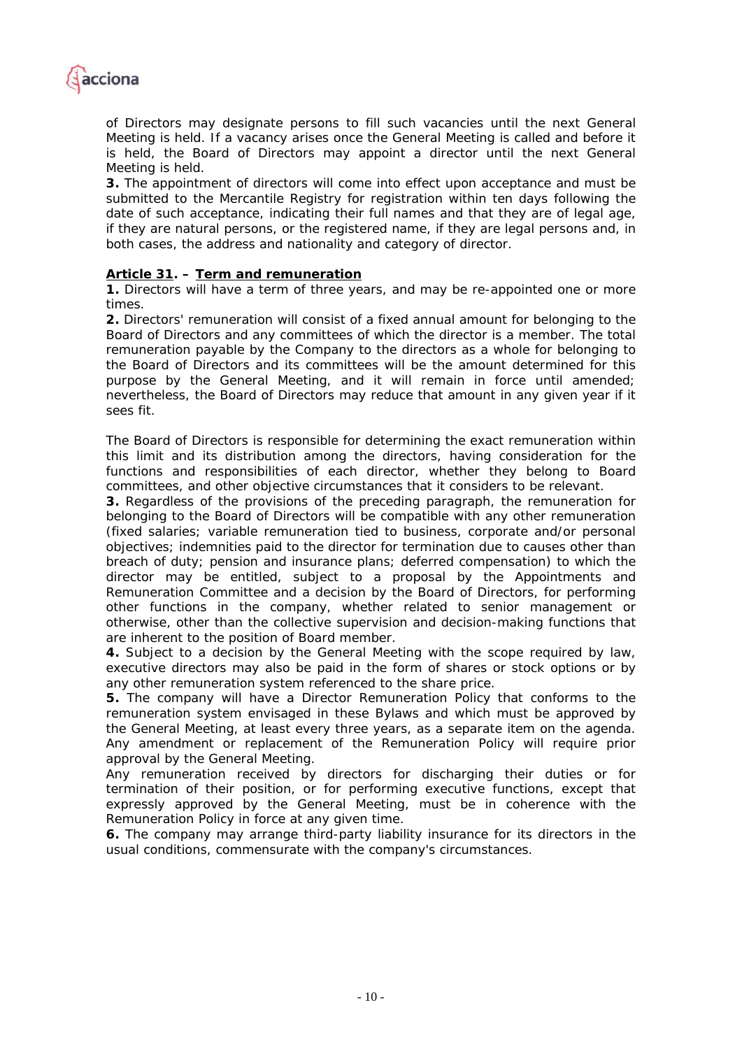of Directors may designate persons to fill such vacancies until the next General Meeting is held. If a vacancy arises once the General Meeting is called and before it is held, the Board of Directors may appoint a director until the next General Meeting is held.

**3.** The appointment of directors will come into effect upon acceptance and must be submitted to the Mercantile Registry for registration within ten days following the date of such acceptance, indicating their full names and that they are of legal age, if they are natural persons, or the registered name, if they are legal persons and, in both cases, the address and nationality and category of director.

## Article 31. – Term and remuneration

**1.** Directors will have a term of three years, and may be re-appointed one or more times.

**2.** Directors' remuneration will consist of a fixed annual amount for belonging to the Board of Directors and any committees of which the director is a member. The total remuneration payable by the Company to the directors as a whole for belonging to the Board of Directors and its committees will be the amount determined for this purpose by the General Meeting, and it will remain in force until amended; nevertheless, the Board of Directors may reduce that amount in any given year if it sees fit.

The Board of Directors is responsible for determining the exact remuneration within this limit and its distribution among the directors, having consideration for the functions and responsibilities of each director, whether they belong to Board committees, and other objective circumstances that it considers to be relevant.

**3.** Regardless of the provisions of the preceding paragraph, the remuneration for belonging to the Board of Directors will be compatible with any other remuneration (fixed salaries; variable remuneration tied to business, corporate and/or personal objectives; indemnities paid to the director for termination due to causes other than breach of duty; pension and insurance plans; deferred compensation) to which the director may be entitled, subject to a proposal by the Appointments and Remuneration Committee and a decision by the Board of Directors, for performing other functions in the company, whether related to senior management or otherwise, other than the collective supervision and decision-making functions that are inherent to the position of Board member.

**4.** Subject to a decision by the General Meeting with the scope required by law, executive directors may also be paid in the form of shares or stock options or by any other remuneration system referenced to the share price.

**5.** The company will have a Director Remuneration Policy that conforms to the remuneration system envisaged in these Bylaws and which must be approved by the General Meeting, at least every three years, as a separate item on the agenda. Any amendment or replacement of the Remuneration Policy will require prior approval by the General Meeting.

Any remuneration received by directors for discharging their duties or for termination of their position, or for performing executive functions, except that expressly approved by the General Meeting, must be in coherence with the Remuneration Policy in force at any given time.

**6.** The company may arrange third-party liability insurance for its directors in the usual conditions, commensurate with the company's circumstances.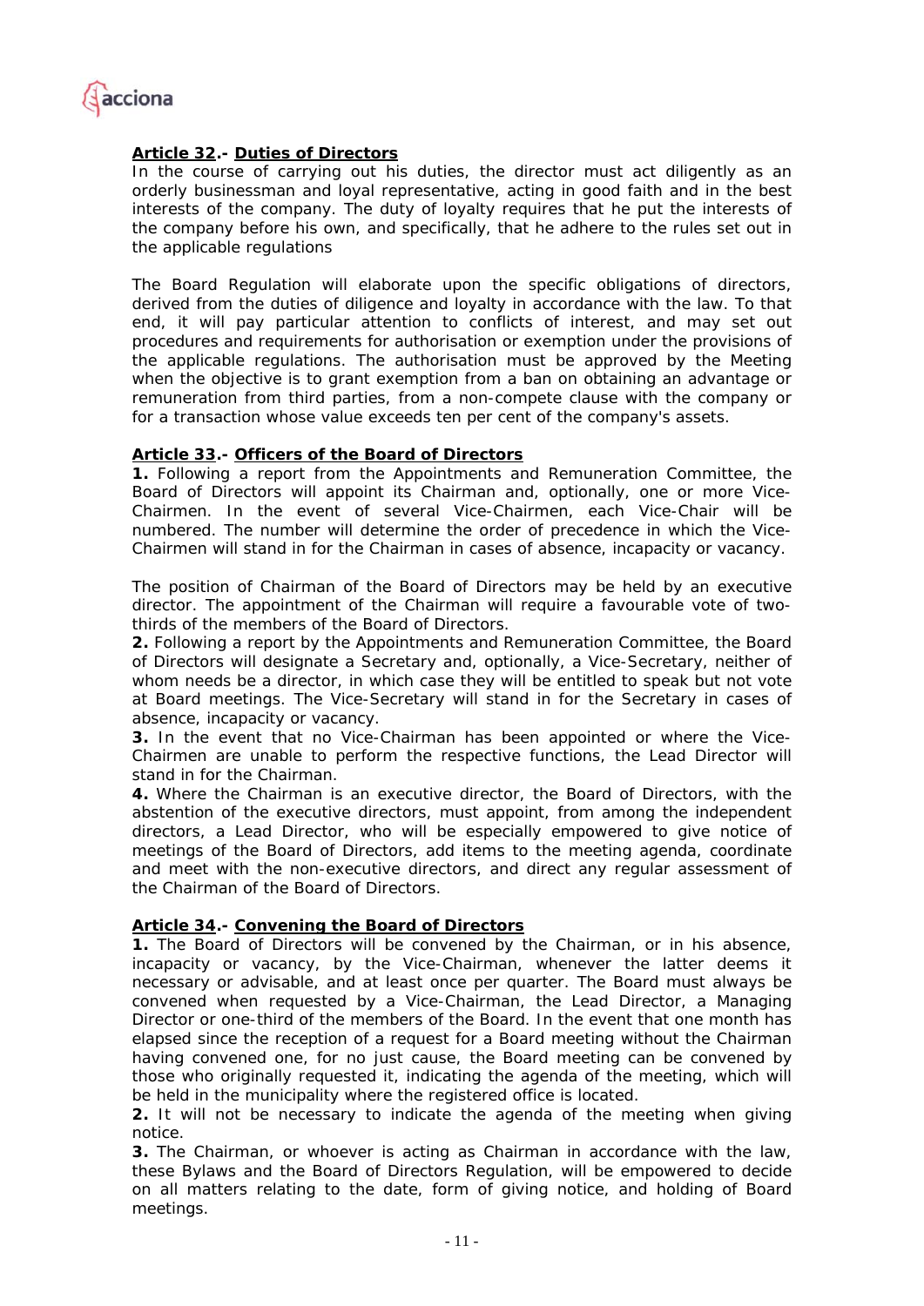### **Article 32.- Duties of Directors**

In the course of carrying out his duties, the director must act diligently as an orderly businessman and loyal representative, acting in good faith and in the best interests of the company. The duty of loyalty requires that he put the interests of the company before his own, and specifically, that he adhere to the rules set out in the applicable regulations

The Board Regulation will elaborate upon the specific obligations of directors, derived from the duties of diligence and loyalty in accordance with the law. To that end, it will pay particular attention to conflicts of interest, and may set out procedures and requirements for authorisation or exemption under the provisions of the applicable regulations. The authorisation must be approved by the Meeting when the objective is to grant exemption from a ban on obtaining an advantage or remuneration from third parties, from a non-compete clause with the company or for a transaction whose value exceeds ten per cent of the company's assets.

### **Article 33.- Officers of the Board of Directors**

**1.** Following a report from the Appointments and Remuneration Committee, the Board of Directors will appoint its Chairman and, optionally, one or more Vice-Chairmen. In the event of several Vice-Chairmen, each Vice-Chair will be numbered. The number will determine the order of precedence in which the Vice-Chairmen will stand in for the Chairman in cases of absence, incapacity or vacancy.

The position of Chairman of the Board of Directors may be held by an executive director. The appointment of the Chairman will require a favourable vote of two-thirds of the members of the Board of Directors.

**2.** Following a report by the Appointments and Remuneration Committee, the Board of Directors will designate a Secretary and, optionally, a Vice-Secretary, neither of whom needs be a director, in which case they will be entitled to speak but not vote at Board meetings. The Vice-Secretary will stand in for the Secretary in cases of absence, incapacity or vacancy.

**3.** In the event that no Vice-Chairman has been appointed or where the Vice-Chairmen are unable to perform the respective functions, the Lead Director will stand in for the Chairman.

**4.** Where the Chairman is an executive director, the Board of Directors, with the abstention of the executive directors, must appoint, from among the independent directors, a Lead Director, who will be especially empowered to give notice of meetings of the Board of Directors, add items to the meeting agenda, coordinate and meet with the non-executive directors, and direct any regular assessment of the Chairman of the Board of Directors.

### **Article 34.- Convening the Board of Directors**

**1.** The Board of Directors will be convened by the Chairman, or in his absence, incapacity or vacancy, by the Vice-Chairman, whenever the latter deems it necessary or advisable, and at least once per quarter. The Board must always be convened when requested by a Vice-Chairman, the Lead Director, a Managing Director or one-third of the members of the Board. In the event that one month has elapsed since the reception of a request for a Board meeting without the Chairman having convened one, for no just cause, the Board meeting can be convened by those who originally requested it, indicating the agenda of the meeting, which will be held in the municipality where the registered office is located.

**2.** It will not be necessary to indicate the agenda of the meeting when giving notice.

**3.** The Chairman, or whoever is acting as Chairman in accordance with the law, these Bylaws and the Board of Directors Regulation, will be empowered to decide on all matters relating to the date, form of giving notice, and holding of Board meetings.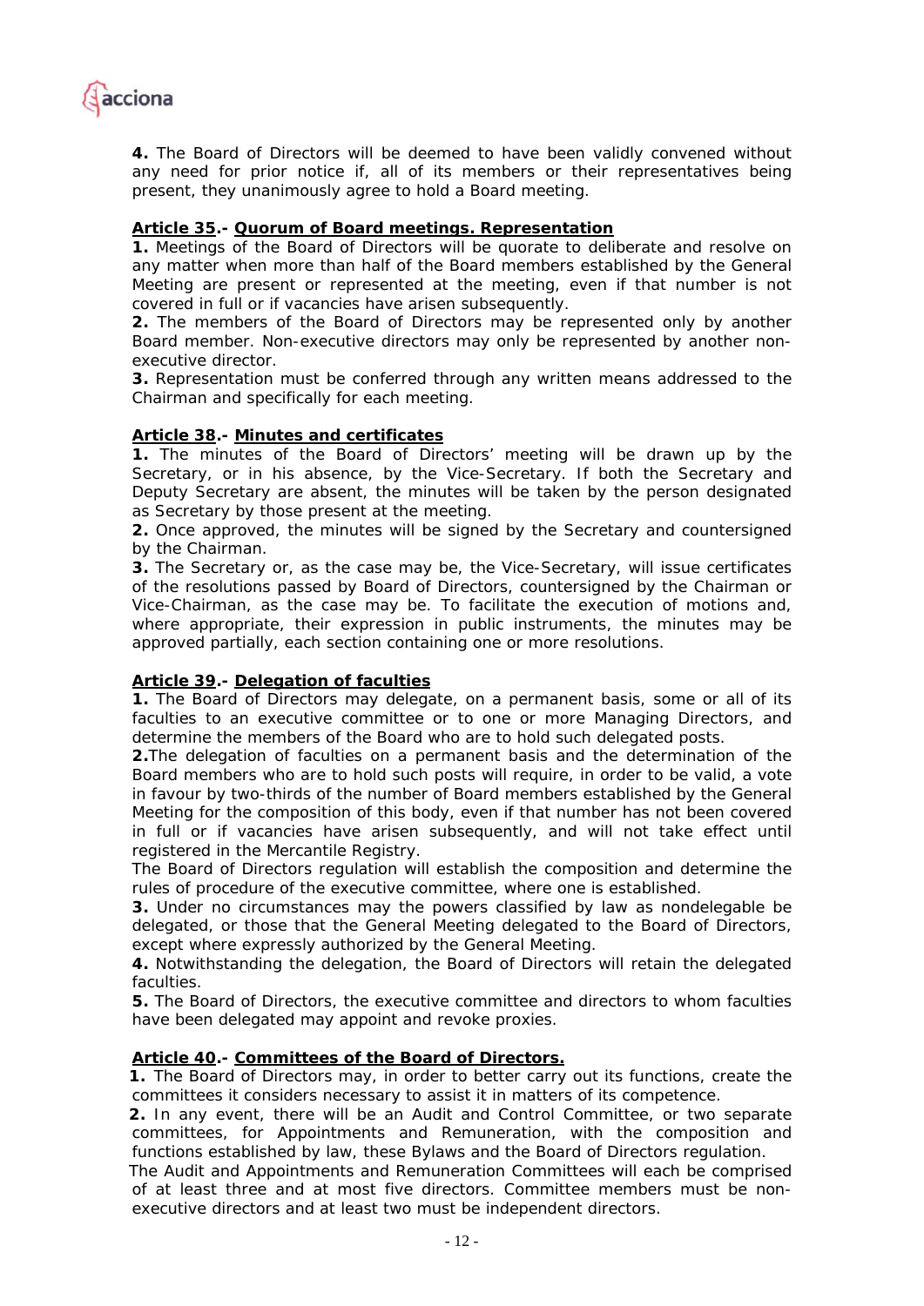**4.** The Board of Directors will be deemed to have been validly convened without any need for prior notice if, all of its members or their representatives being present, they unanimously agree to hold a Board meeting.

**Article 35.- Quorum of Board meetings. Representation**

**1.** Meetings of the Board of Directors will be quorate to deliberate and resolve on any matter when more than half of the Board members established by the General Meeting are present or represented at the meeting, even if that number is not covered in full or if vacancies have arisen subsequently.

**2.** The members of the Board of Directors may be represented only by another Board member. Non-executive directors may only be represented by another non-executive director.

**3.** Representation must be conferred through any written means addressed to the Chairman and specifically for each meeting.

**Article 38.- Minutes and certificates**

**1.** The minutes of the Board of Directors' meeting will be drawn up by the Secretary, or in his absence, by the Vice-Secretary. If both the Secretary and Deputy Secretary are absent, the minutes will be taken by the person designated as Secretary by those present at the meeting.

**2.** Once approved, the minutes will be signed by the Secretary and countersigned by the Chairman.

**3.** The Secretary or, as the case may be, the Vice-Secretary, will issue certificates of the resolutions passed by Board of Directors, countersigned by the Chairman or Vice-Chairman, as the case may be. To facilitate the execution of motions and, where appropriate, their expression in public instruments, the minutes may be approved partially, each section containing one or more resolutions.

**Article 39.- Delegation of faculties**

**1.** The Board of Directors may delegate, on a permanent basis, some or all of its faculties to an executive committee or to one or more Managing Directors, and determine the members of the Board who are to hold such delegated posts.

**2.**The delegation of faculties on a permanent basis and the determination of the Board members who are to hold such posts will require, in order to be valid, a vote in favour by two-thirds of the number of Board members established by the General Meeting for the composition of this body, even if that number has not been covered in full or if vacancies have arisen subsequently, and will not take effect until registered in the Mercantile Registry.

The Board of Directors regulation will establish the composition and determine the rules of procedure of the executive committee, where one is established.

**3.** Under no circumstances may the powers classified by law as nondelegable be delegated, or those that the General Meeting delegated to the Board of Directors, except where expressly authorized by the General Meeting.

**4.** Notwithstanding the delegation, the Board of Directors will retain the delegated faculties.

**5.** The Board of Directors, the executive committee and directors to whom faculties have been delegated may appoint and revoke proxies.

**Article 40.- Committees of the Board of Directors.**

**1.** The Board of Directors may, in order to better carry out its functions, create the committees it considers necessary to assist it in matters of its competence.

**2.** In any event, there will be an Audit and Control Committee, or two separate committees, for Appointments and Remuneration, with the composition and functions established by law, these Bylaws and the Board of Directors regulation.

The Audit and Appointments and Remuneration Committees will each be comprised of at least three and at most five directors. Committee members must be non-executive directors and at least two must be independent directors.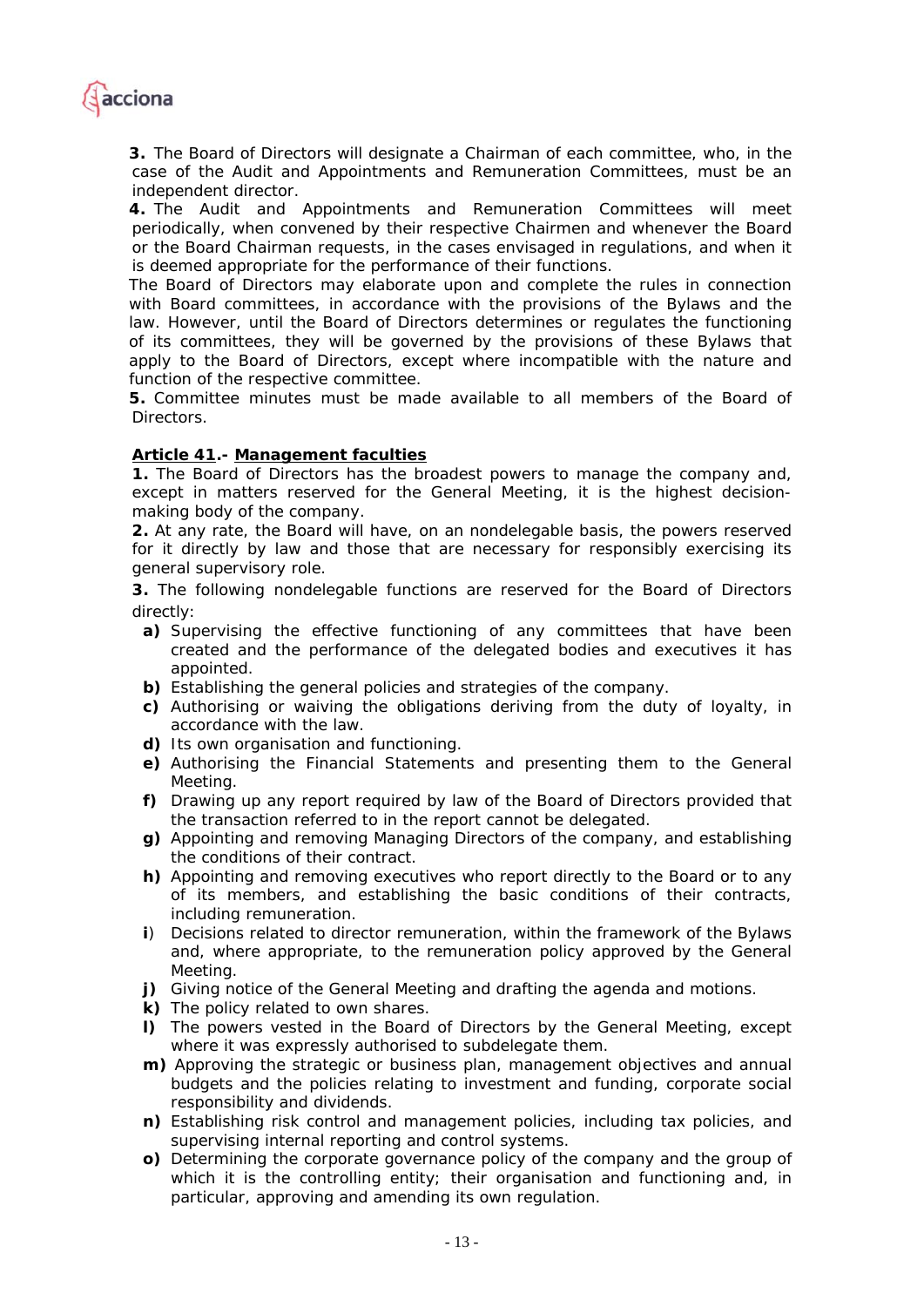**3.** The Board of Directors will designate a Chairman of each committee, who, in the case of the Audit and Appointments and Remuneration Committees, must be an independent director.

**4.** The Audit and Appointments and Remuneration Committees will meet periodically, when convened by their respective Chairmen and whenever the Board or the Board Chairman requests, in the cases envisaged in regulations, and when it is deemed appropriate for the performance of their functions.

The Board of Directors may elaborate upon and complete the rules in connection with Board committees, in accordance with the provisions of the Bylaws and the law. However, until the Board of Directors determines or regulates the functioning of its committees, they will be governed by the provisions of these Bylaws that apply to the Board of Directors, except where incompatible with the nature and function of the respective committee.

**5.** Committee minutes must be made available to all members of the Board of Directors.

**Article 41.- Management faculties**

**1.** The Board of Directors has the broadest powers to manage the company and, except in matters reserved for the General Meeting, it is the highest decision-making body of the company.

**2.** At any rate, the Board will have, on an nondelegable basis, the powers reserved for it directly by law and those that are necessary for responsibly exercising its general supervisory role.

**3.** The following nondelegable functions are reserved for the Board of Directors directly:

- **a)** Supervising the effective functioning of any committees that have been created and the performance of the delegated bodies and executives it has appointed.
- **b)** Establishing the general policies and strategies of the company.
- **c)** Authorising or waiving the obligations deriving from the duty of loyalty, in accordance with the law.
- **d)** Its own organisation and functioning.
- **e)** Authorising the Financial Statements and presenting them to the General Meeting.
- **f)** Drawing up any report required by law of the Board of Directors provided that the transaction referred to in the report cannot be delegated.
- **g)** Appointing and removing Managing Directors of the company, and establishing the conditions of their contract.
- **h)** Appointing and removing executives who report directly to the Board or to any of its members, and establishing the basic conditions of their contracts, including remuneration.
- **i)** Decisions related to director remuneration, within the framework of the Bylaws and, where appropriate, to the remuneration policy approved by the General Meeting.
- **j)** Giving notice of the General Meeting and drafting the agenda and motions.
- **k)** The policy related to own shares.
- **l)** The powers vested in the Board of Directors by the General Meeting, except where it was expressly authorised to subdelegate them.
- **m)** Approving the strategic or business plan, management objectives and annual budgets and the policies relating to investment and funding, corporate social responsibility and dividends.
- **n)** Establishing risk control and management policies, including tax policies, and supervising internal reporting and control systems.
- **o)** Determining the corporate governance policy of the company and the group of which it is the controlling entity; their organisation and functioning and, in particular, approving and amending its own regulation.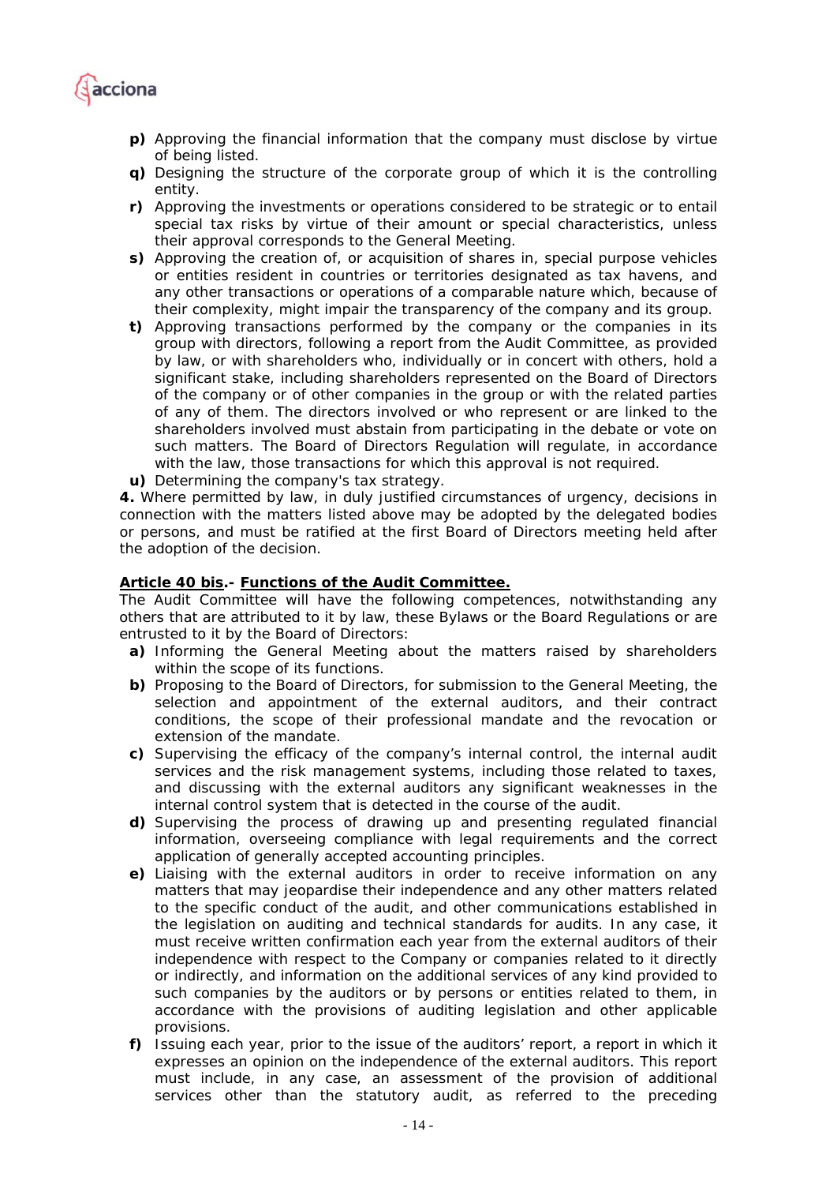**p)** Approving the financial information that the company must disclose by virtue of being listed.

**q)** Designing the structure of the corporate group of which it is the controlling entity.

**r)** Approving the investments or operations considered to be strategic or to entail special tax risks by virtue of their amount or special characteristics, unless their approval corresponds to the General Meeting.

**s)** Approving the creation of, or acquisition of shares in, special purpose vehicles or entities resident in countries or territories designated as tax havens, and any other transactions or operations of a comparable nature which, because of their complexity, might impair the transparency of the company and its group.

**t)** Approving transactions performed by the company or the companies in its group with directors, following a report from the Audit Committee, as provided by law, or with shareholders who, individually or in concert with others, hold a significant stake, including shareholders represented on the Board of Directors of the company or of other companies in the group or with the related parties of any of them. The directors involved or who represent or are linked to the shareholders involved must abstain from participating in the debate or vote on such matters. The Board of Directors Regulation will regulate, in accordance with the law, those transactions for which this approval is not required.

**u)** Determining the company's tax strategy.

**4.** Where permitted by law, in duly justified circumstances of urgency, decisions in connection with the matters listed above may be adopted by the delegated bodies or persons, and must be ratified at the first Board of Directors meeting held after the adoption of the decision.

**Article 40 bis.- Functions of the Audit Committee.**

The Audit Committee will have the following competences, notwithstanding any others that are attributed to it by law, these Bylaws or the Board Regulations or are entrusted to it by the Board of Directors:

**a)** Informing the General Meeting about the matters raised by shareholders within the scope of its functions.

**b)** Proposing to the Board of Directors, for submission to the General Meeting, the selection and appointment of the external auditors, and their contract conditions, the scope of their professional mandate and the revocation or extension of the mandate.

**c)** Supervising the efficacy of the company's internal control, the internal audit services and the risk management systems, including those related to taxes, and discussing with the external auditors any significant weaknesses in the internal control system that is detected in the course of the audit.

**d)** Supervising the process of drawing up and presenting regulated financial information, overseeing compliance with legal requirements and the correct application of generally accepted accounting principles.

**e)** Liaising with the external auditors in order to receive information on any matters that may jeopardise their independence and any other matters related to the specific conduct of the audit, and other communications established in the legislation on auditing and technical standards for audits. In any case, it must receive written confirmation each year from the external auditors of their independence with respect to the Company or companies related to it directly or indirectly, and information on the additional services of any kind provided to such companies by the auditors or by persons or entities related to them, in accordance with the provisions of auditing legislation and other applicable provisions.

**f)** Issuing each year, prior to the issue of the auditors' report, a report in which it expresses an opinion on the independence of the external auditors. This report must include, in any case, an assessment of the provision of additional services other than the statutory audit, as referred to the preceding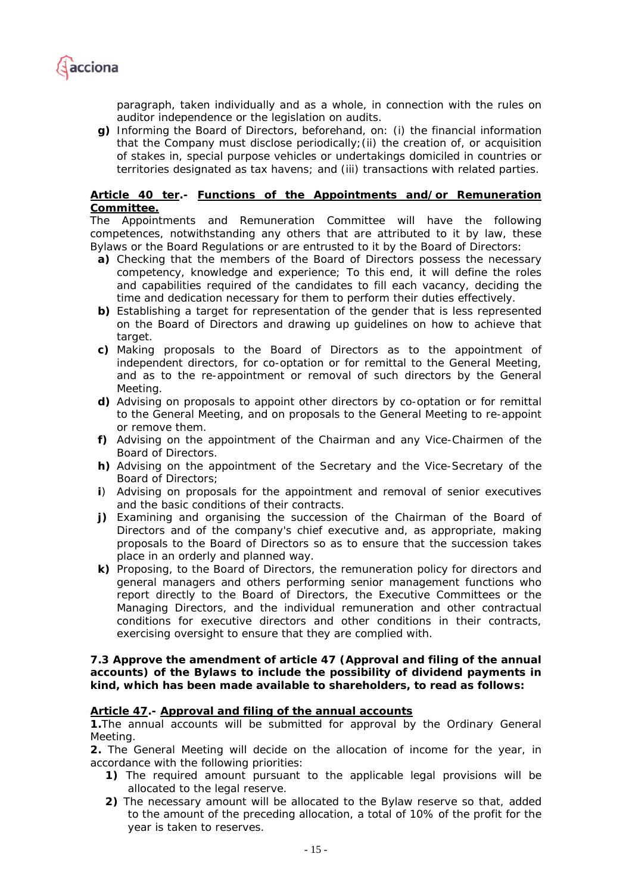paragraph, taken individually and as a whole, in connection with the rules on auditor independence or the legislation on audits.

**g)** Informing the Board of Directors, beforehand, on: (i) the financial information that the Company must disclose periodically;(ii) the creation of, or acquisition of stakes in, special purpose vehicles or undertakings domiciled in countries or territories designated as tax havens; and (iii) transactions with related parties.

**<u>Article 40 ter</u>.- <u>Functions of the Appointments and/or Remuneration Committee.</u>**

The Appointments and Remuneration Committee will have the following competences, notwithstanding any others that are attributed to it by law, these Bylaws or the Board Regulations or are entrusted to it by the Board of Directors:

**a)** Checking that the members of the Board of Directors possess the necessary competency, knowledge and experience; To this end, it will define the roles and capabilities required of the candidates to fill each vacancy, deciding the time and dedication necessary for them to perform their duties effectively.

**b)** Establishing a target for representation of the gender that is less represented on the Board of Directors and drawing up guidelines on how to achieve that target.

**c)** Making proposals to the Board of Directors as to the appointment of independent directors, for co-optation or for remittal to the General Meeting, and as to the re-appointment or removal of such directors by the General Meeting.

**d)** Advising on proposals to appoint other directors by co-optation or for remittal to the General Meeting, and on proposals to the General Meeting to re-appoint or remove them.

**f)** Advising on the appointment of the Chairman and any Vice-Chairmen of the Board of Directors.

**h)** Advising on the appointment of the Secretary and the Vice-Secretary of the Board of Directors;

**i**) Advising on proposals for the appointment and removal of senior executives and the basic conditions of their contracts.

**j)** Examining and organising the succession of the Chairman of the Board of Directors and of the company's chief executive and, as appropriate, making proposals to the Board of Directors so as to ensure that the succession takes place in an orderly and planned way.

**k)** Proposing, to the Board of Directors, the remuneration policy for directors and general managers and others performing senior management functions who report directly to the Board of Directors, the Executive Committees or the Managing Directors, and the individual remuneration and other contractual conditions for executive directors and other conditions in their contracts, exercising oversight to ensure that they are complied with.

**7.3 Approve the amendment of article 47 (Approval and filing of the annual accounts) of the Bylaws to include the possibility of dividend payments in kind, which has been made available to shareholders, to read as follows:**

**<u>Article 47</u>.- <u>Approval and filing of the annual accounts</u>**

**1.**The annual accounts will be submitted for approval by the Ordinary General Meeting.

**2.** The General Meeting will decide on the allocation of income for the year, in accordance with the following priorities:

**1)** The required amount pursuant to the applicable legal provisions will be allocated to the legal reserve.

**2)** The necessary amount will be allocated to the Bylaw reserve so that, added to the amount of the preceding allocation, a total of 10% of the profit for the year is taken to reserves.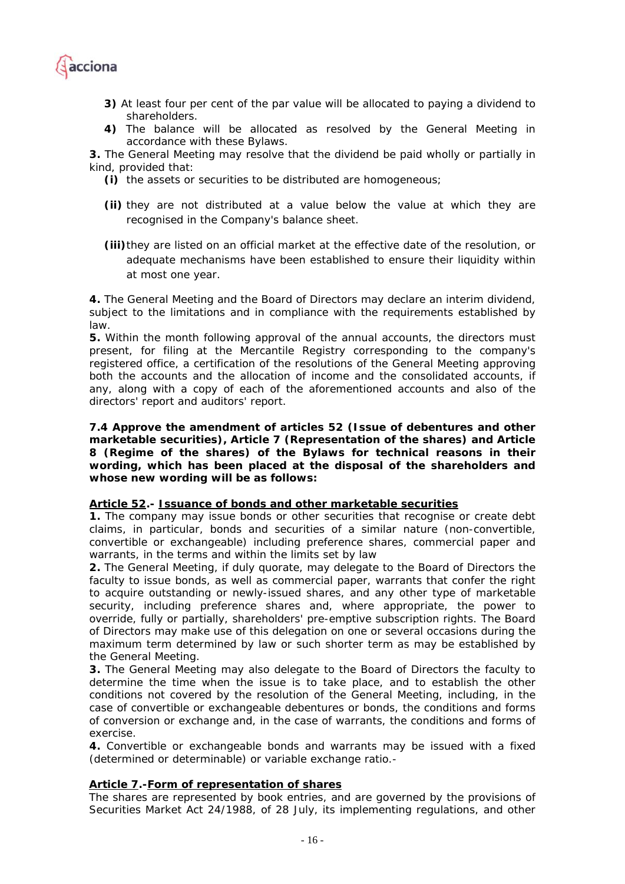**3)** At least four per cent of the par value will be allocated to paying a dividend to shareholders.

**4)** The balance will be allocated as resolved by the General Meeting in accordance with these Bylaws.

**3.** The General Meeting may resolve that the dividend be paid wholly or partially in kind, provided that:

**(i)** the assets or securities to be distributed are homogeneous;

**(ii)** they are not distributed at a value below the value at which they are recognised in the Company's balance sheet.

**(iii)** they are listed on an official market at the effective date of the resolution, or adequate mechanisms have been established to ensure their liquidity within at most one year.

**4.** The General Meeting and the Board of Directors may declare an interim dividend, subject to the limitations and in compliance with the requirements established by law.

**5.** Within the month following approval of the annual accounts, the directors must present, for filing at the Mercantile Registry corresponding to the company's registered office, a certification of the resolutions of the General Meeting approving both the accounts and the allocation of income and the consolidated accounts, if any, along with a copy of each of the aforementioned accounts and also of the directors' report and auditors' report.

**7.4 Approve the amendment of articles 52 (Issue of debentures and other marketable securities), Article 7 (Representation of the shares) and Article 8 (Regime of the shares) of the Bylaws for technical reasons in their wording, which has been placed at the disposal of the shareholders and whose new wording will be as follows:**

**Article 52.- Issuance of bonds and other marketable securities**

**1.** The company may issue bonds or other securities that recognise or create debt claims, in particular, bonds and securities of a similar nature (non-convertible, convertible or exchangeable) including preference shares, commercial paper and warrants, in the terms and within the limits set by law

**2.** The General Meeting, if duly quorate, may delegate to the Board of Directors the faculty to issue bonds, as well as commercial paper, warrants that confer the right to acquire outstanding or newly-issued shares, and any other type of marketable security, including preference shares and, where appropriate, the power to override, fully or partially, shareholders' pre-emptive subscription rights. The Board of Directors may make use of this delegation on one or several occasions during the maximum term determined by law or such shorter term as may be established by the General Meeting.

**3.** The General Meeting may also delegate to the Board of Directors the faculty to determine the time when the issue is to take place, and to establish the other conditions not covered by the resolution of the General Meeting, including, in the case of convertible or exchangeable debentures or bonds, the conditions and forms of conversion or exchange and, in the case of warrants, the conditions and forms of exercise.

**4.** Convertible or exchangeable bonds and warrants may be issued with a fixed (determined or determinable) or variable exchange ratio.-

**Article 7.-Form of representation of shares**

The shares are represented by book entries, and are governed by the provisions of Securities Market Act 24/1988, of 28 July, its implementing regulations, and other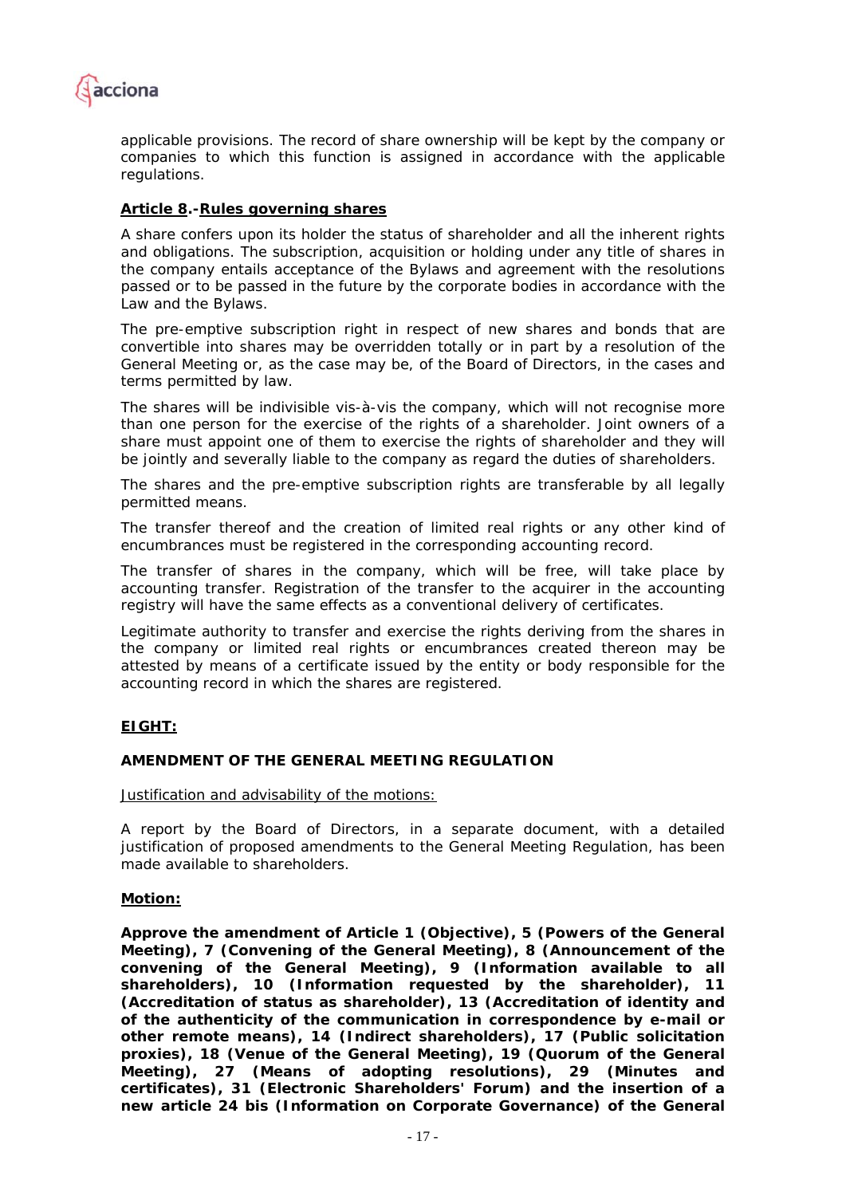applicable provisions. The record of share ownership will be kept by the company or companies to which this function is assigned in accordance with the applicable regulations.

**Article 8.-Rules governing shares**

A share confers upon its holder the status of shareholder and all the inherent rights and obligations. The subscription, acquisition or holding under any title of shares in the company entails acceptance of the Bylaws and agreement with the resolutions passed or to be passed in the future by the corporate bodies in accordance with the Law and the Bylaws.

The pre-emptive subscription right in respect of new shares and bonds that are convertible into shares may be overridden totally or in part by a resolution of the General Meeting or, as the case may be, of the Board of Directors, in the cases and terms permitted by law.

The shares will be indivisible vis-à-vis the company, which will not recognise more than one person for the exercise of the rights of a shareholder. Joint owners of a share must appoint one of them to exercise the rights of shareholder and they will be jointly and severally liable to the company as regard the duties of shareholders.

The shares and the pre-emptive subscription rights are transferable by all legally permitted means.

The transfer thereof and the creation of limited real rights or any other kind of encumbrances must be registered in the corresponding accounting record.

The transfer of shares in the company, which will be free, will take place by accounting transfer. Registration of the transfer to the acquirer in the accounting registry will have the same effects as a conventional delivery of certificates.

Legitimate authority to transfer and exercise the rights deriving from the shares in the company or limited real rights or encumbrances created thereon may be attested by means of a certificate issued by the entity or body responsible for the accounting record in which the shares are registered.

**EIGHT:**

**AMENDMENT OF THE GENERAL MEETING REGULATION**

Justification and advisability of the motions:

A report by the Board of Directors, in a separate document, with a detailed justification of proposed amendments to the General Meeting Regulation, has been made available to shareholders.

**Motion:**

**Approve the amendment of Article 1 (Objective), 5 (Powers of the General Meeting), 7 (Convening of the General Meeting), 8 (Announcement of the convening of the General Meeting), 9 (Information available to all shareholders), 10 (Information requested by the shareholder), 11 (Accreditation of status as shareholder), 13 (Accreditation of identity and of the authenticity of the communication in correspondence by e-mail or other remote means), 14 (Indirect shareholders), 17 (Public solicitation proxies), 18 (Venue of the General Meeting), 19 (Quorum of the General Meeting), 27 (Means of adopting resolutions), 29 (Minutes and certificates), 31 (Electronic Shareholders' Forum) and the insertion of a new article 24 bis (Information on Corporate Governance) of the General**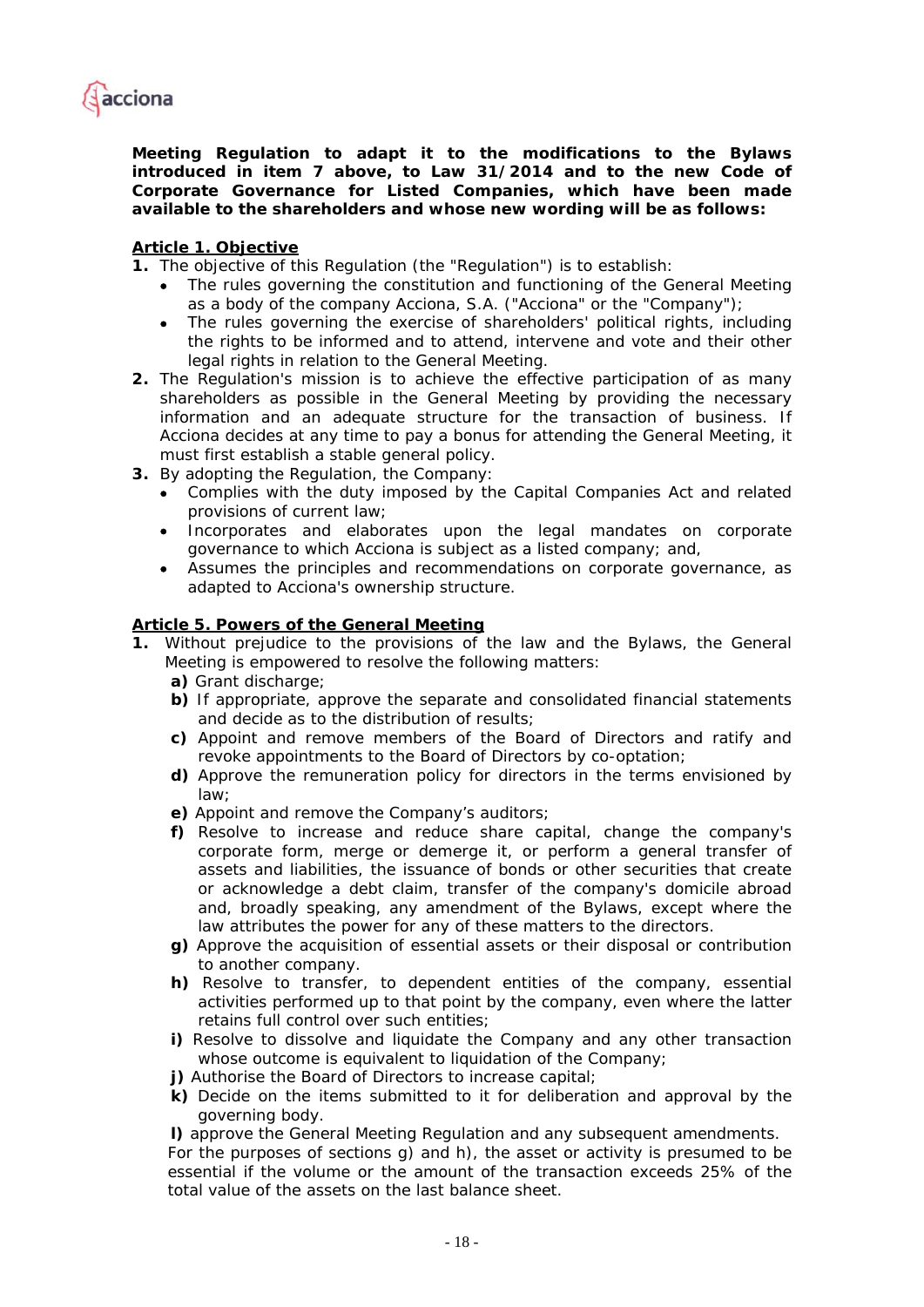**Meeting Regulation to adapt it to the modifications to the Bylaws introduced in item 7 above, to Law 31/2014 and to the new Code of Corporate Governance for Listed Companies, which have been made available to the shareholders and whose new wording will be as follows:**

**Article 1. Objective**

1. The objective of this Regulation (the "Regulation") is to establish:
   - The rules governing the constitution and functioning of the General Meeting as a body of the company Acciona, S.A. ("Acciona" or the "Company");
   - The rules governing the exercise of shareholders' political rights, including the rights to be informed and to attend, intervene and vote and their other legal rights in relation to the General Meeting.
2. The Regulation's mission is to achieve the effective participation of as many shareholders as possible in the General Meeting by providing the necessary information and an adequate structure for the transaction of business. If Acciona decides at any time to pay a bonus for attending the General Meeting, it must first establish a stable general policy.
3. By adopting the Regulation, the Company:
   - Complies with the duty imposed by the Capital Companies Act and related provisions of current law;
   - Incorporates and elaborates upon the legal mandates on corporate governance to which Acciona is subject as a listed company; and,
   - Assumes the principles and recommendations on corporate governance, as adapted to Acciona's ownership structure.

**Article 5. Powers of the General Meeting**

1. Without prejudice to the provisions of the law and the Bylaws, the General Meeting is empowered to resolve the following matters:

   **a)** Grant discharge;

   **b)** If appropriate, approve the separate and consolidated financial statements and decide as to the distribution of results;

   **c)** Appoint and remove members of the Board of Directors and ratify and revoke appointments to the Board of Directors by co-optation;

   **d)** Approve the remuneration policy for directors in the terms envisioned by law;

   **e)** Appoint and remove the Company's auditors;

   **f)** Resolve to increase and reduce share capital, change the company's corporate form, merge or demerge it, or perform a general transfer of assets and liabilities, the issuance of bonds or other securities that create or acknowledge a debt claim, transfer of the company's domicile abroad and, broadly speaking, any amendment of the Bylaws, except where the law attributes the power for any of these matters to the directors.

   **g)** Approve the acquisition of essential assets or their disposal or contribution to another company.

   **h)** Resolve to transfer, to dependent entities of the company, essential activities performed up to that point by the company, even where the latter retains full control over such entities;

   **i)** Resolve to dissolve and liquidate the Company and any other transaction whose outcome is equivalent to liquidation of the Company;

   **j)** Authorise the Board of Directors to increase capital;

   **k)** Decide on the items submitted to it for deliberation and approval by the governing body.

   **l)** approve the General Meeting Regulation and any subsequent amendments.

   For the purposes of sections g) and h), the asset or activity is presumed to be essential if the volume or the amount of the transaction exceeds 25% of the total value of the assets on the last balance sheet.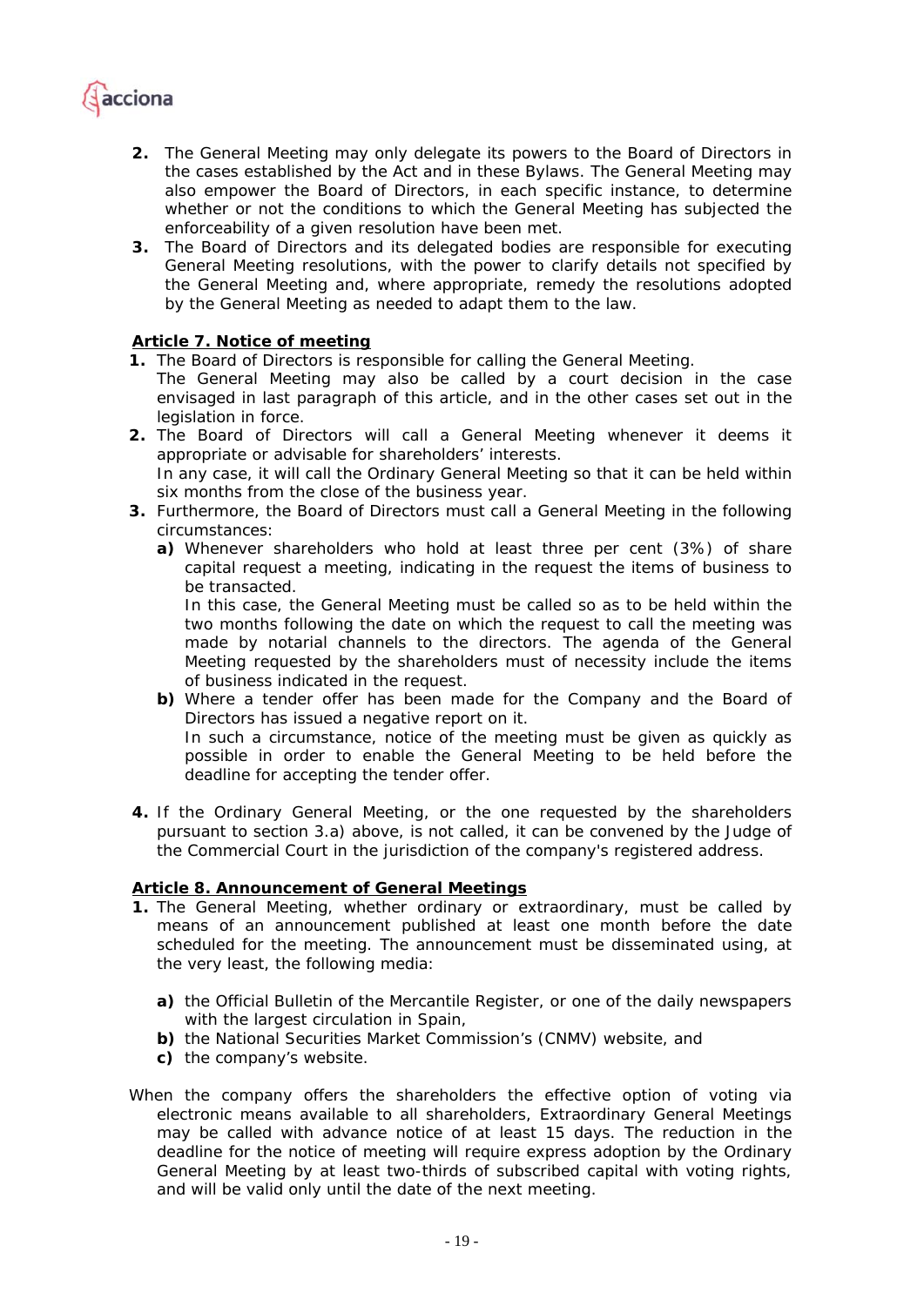2. The General Meeting may only delegate its powers to the Board of Directors in the cases established by the Act and in these Bylaws. The General Meeting may also empower the Board of Directors, in each specific instance, to determine whether or not the conditions to which the General Meeting has subjected the enforceability of a given resolution have been met.
3. The Board of Directors and its delegated bodies are responsible for executing General Meeting resolutions, with the power to clarify details not specified by the General Meeting and, where appropriate, remedy the resolutions adopted by the General Meeting as needed to adapt them to the law.

**Article 7. Notice of meeting**

1. The Board of Directors is responsible for calling the General Meeting.
   The General Meeting may also be called by a court decision in the case envisaged in last paragraph of this article, and in the other cases set out in the legislation in force.
2. The Board of Directors will call a General Meeting whenever it deems it appropriate or advisable for shareholders' interests.
   In any case, it will call the Ordinary General Meeting so that it can be held within six months from the close of the business year.
3. Furthermore, the Board of Directors must call a General Meeting in the following circumstances:
   - **a)** Whenever shareholders who hold at least three per cent (3%) of share capital request a meeting, indicating in the request the items of business to be transacted.
     In this case, the General Meeting must be called so as to be held within the two months following the date on which the request to call the meeting was made by notarial channels to the directors. The agenda of the General Meeting requested by the shareholders must of necessity include the items of business indicated in the request.
   - **b)** Where a tender offer has been made for the Company and the Board of Directors has issued a negative report on it.
     In such a circumstance, notice of the meeting must be given as quickly as possible in order to enable the General Meeting to be held before the deadline for accepting the tender offer.
4. If the Ordinary General Meeting, or the one requested by the shareholders pursuant to section 3.a) above, is not called, it can be convened by the Judge of the Commercial Court in the jurisdiction of the company's registered address.

**Article 8. Announcement of General Meetings**

1. The General Meeting, whether ordinary or extraordinary, must be called by means of an announcement published at least one month before the date scheduled for the meeting. The announcement must be disseminated using, at the very least, the following media:
   - **a)** the Official Bulletin of the Mercantile Register, or one of the daily newspapers with the largest circulation in Spain,
   - **b)** the National Securities Market Commission's (CNMV) website, and
   - **c)** the company's website.

When the company offers the shareholders the effective option of voting via electronic means available to all shareholders, Extraordinary General Meetings may be called with advance notice of at least 15 days. The reduction in the deadline for the notice of meeting will require express adoption by the Ordinary General Meeting by at least two-thirds of subscribed capital with voting rights, and will be valid only until the date of the next meeting.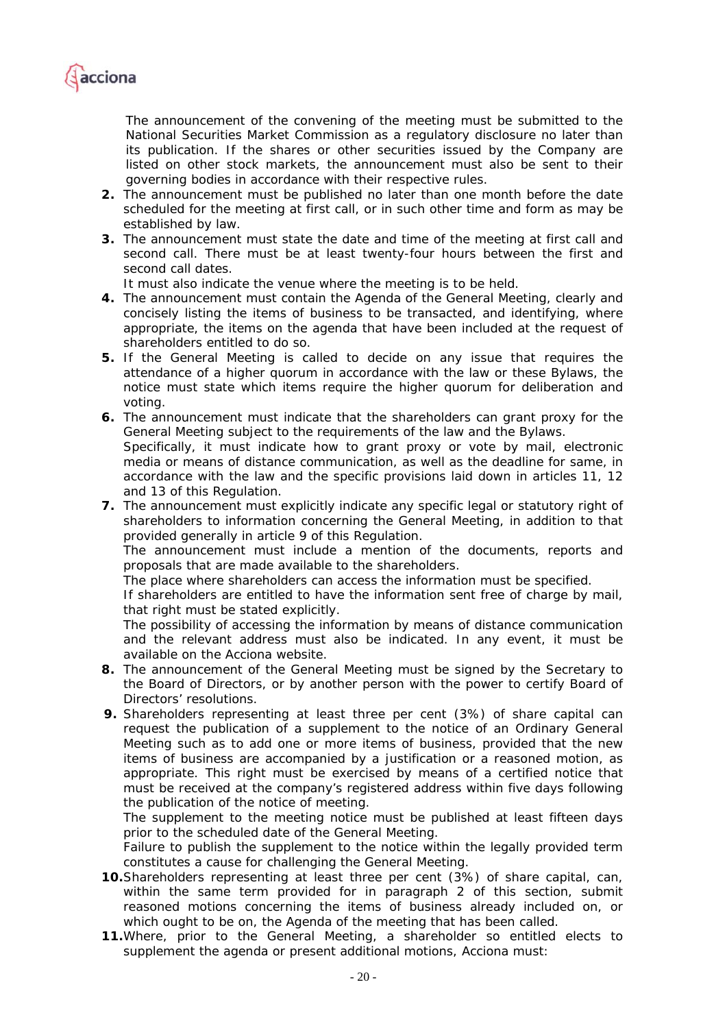The announcement of the convening of the meeting must be submitted to the National Securities Market Commission as a regulatory disclosure no later than its publication. If the shares or other securities issued by the Company are listed on other stock markets, the announcement must also be sent to their governing bodies in accordance with their respective rules.

2. The announcement must be published no later than one month before the date scheduled for the meeting at first call, or in such other time and form as may be established by law.
3. The announcement must state the date and time of the meeting at first call and second call. There must be at least twenty-four hours between the first and second call dates.
   It must also indicate the venue where the meeting is to be held.
4. The announcement must contain the Agenda of the General Meeting, clearly and concisely listing the items of business to be transacted, and identifying, where appropriate, the items on the agenda that have been included at the request of shareholders entitled to do so.
5. If the General Meeting is called to decide on any issue that requires the attendance of a higher quorum in accordance with the law or these Bylaws, the notice must state which items require the higher quorum for deliberation and voting.
6. The announcement must indicate that the shareholders can grant proxy for the General Meeting subject to the requirements of the law and the Bylaws.
   Specifically, it must indicate how to grant proxy or vote by mail, electronic media or means of distance communication, as well as the deadline for same, in accordance with the law and the specific provisions laid down in articles 11, 12 and 13 of this Regulation.
7. The announcement must explicitly indicate any specific legal or statutory right of shareholders to information concerning the General Meeting, in addition to that provided generally in article 9 of this Regulation.
   The announcement must include a mention of the documents, reports and proposals that are made available to the shareholders.
   The place where shareholders can access the information must be specified.
   If shareholders are entitled to have the information sent free of charge by mail, that right must be stated explicitly.
   The possibility of accessing the information by means of distance communication and the relevant address must also be indicated. In any event, it must be available on the Acciona website.
8. The announcement of the General Meeting must be signed by the Secretary to the Board of Directors, or by another person with the power to certify Board of Directors' resolutions.
9. Shareholders representing at least three per cent (3%) of share capital can request the publication of a supplement to the notice of an Ordinary General Meeting such as to add one or more items of business, provided that the new items of business are accompanied by a justification or a reasoned motion, as appropriate. This right must be exercised by means of a certified notice that must be received at the company's registered address within five days following the publication of the notice of meeting.
   The supplement to the meeting notice must be published at least fifteen days prior to the scheduled date of the General Meeting.
   Failure to publish the supplement to the notice within the legally provided term constitutes a cause for challenging the General Meeting.
10. Shareholders representing at least three per cent (3%) of share capital, can, within the same term provided for in paragraph 2 of this section, submit reasoned motions concerning the items of business already included on, or which ought to be on, the Agenda of the meeting that has been called.
11. Where, prior to the General Meeting, a shareholder so entitled elects to supplement the agenda or present additional motions, Acciona must: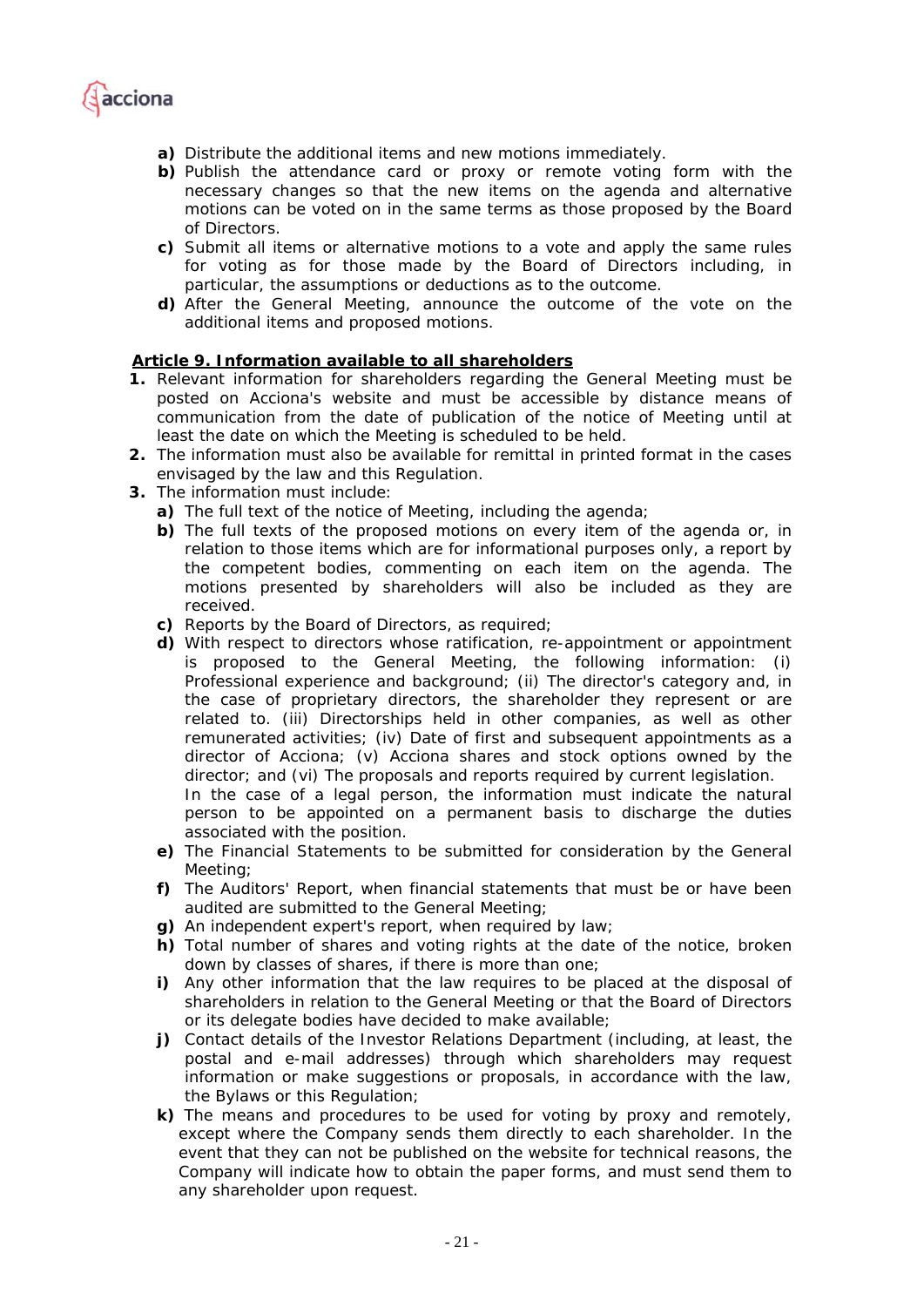**a)** Distribute the additional items and new motions immediately.

**b)** Publish the attendance card or proxy or remote voting form with the necessary changes so that the new items on the agenda and alternative motions can be voted on in the same terms as those proposed by the Board of Directors.

**c)** Submit all items or alternative motions to a vote and apply the same rules for voting as for those made by the Board of Directors including, in particular, the assumptions or deductions as to the outcome.

**d)** After the General Meeting, announce the outcome of the vote on the additional items and proposed motions.

**Article 9. Information available to all shareholders**

**1.** Relevant information for shareholders regarding the General Meeting must be posted on Acciona's website and must be accessible by distance means of communication from the date of publication of the notice of Meeting until at least the date on which the Meeting is scheduled to be held.

**2.** The information must also be available for remittal in printed format in the cases envisaged by the law and this Regulation.

**3.** The information must include:

**a)** The full text of the notice of Meeting, including the agenda;

**b)** The full texts of the proposed motions on every item of the agenda or, in relation to those items which are for informational purposes only, a report by the competent bodies, commenting on each item on the agenda. The motions presented by shareholders will also be included as they are received.

**c)** Reports by the Board of Directors, as required;

**d)** With respect to directors whose ratification, re-appointment or appointment is proposed to the General Meeting, the following information: (i) Professional experience and background; (ii) The director's category and, in the case of proprietary directors, the shareholder they represent or are related to. (iii) Directorships held in other companies, as well as other remunerated activities; (iv) Date of first and subsequent appointments as a director of Acciona; (v) Acciona shares and stock options owned by the director; and (vi) The proposals and reports required by current legislation.
In the case of a legal person, the information must indicate the natural person to be appointed on a permanent basis to discharge the duties associated with the position.

**e)** The Financial Statements to be submitted for consideration by the General Meeting;

**f)** The Auditors' Report, when financial statements that must be or have been audited are submitted to the General Meeting;

**g)** An independent expert's report, when required by law;

**h)** Total number of shares and voting rights at the date of the notice, broken down by classes of shares, if there is more than one;

**i)** Any other information that the law requires to be placed at the disposal of shareholders in relation to the General Meeting or that the Board of Directors or its delegate bodies have decided to make available;

**j)** Contact details of the Investor Relations Department (including, at least, the postal and e-mail addresses) through which shareholders may request information or make suggestions or proposals, in accordance with the law, the Bylaws or this Regulation;

**k)** The means and procedures to be used for voting by proxy and remotely, except where the Company sends them directly to each shareholder. In the event that they can not be published on the website for technical reasons, the Company will indicate how to obtain the paper forms, and must send them to any shareholder upon request.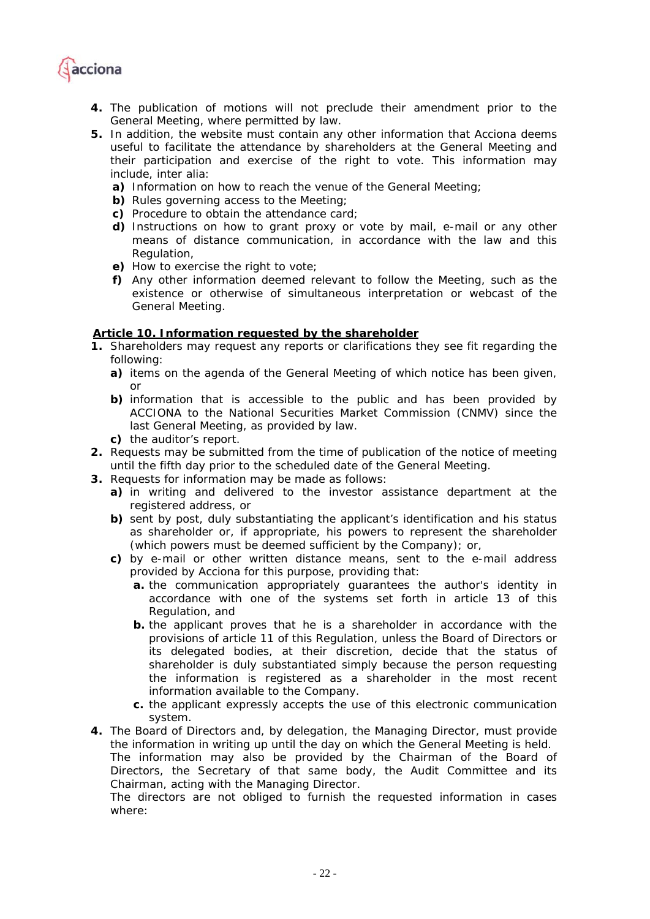4. The publication of motions will not preclude their amendment prior to the General Meeting, where permitted by law.
5. In addition, the website must contain any other information that Acciona deems useful to facilitate the attendance by shareholders at the General Meeting and their participation and exercise of the right to vote. This information may include, inter alia:
   a) Information on how to reach the venue of the General Meeting;
   b) Rules governing access to the Meeting;
   c) Procedure to obtain the attendance card;
   d) Instructions on how to grant proxy or vote by mail, e-mail or any other means of distance communication, in accordance with the law and this Regulation,
   e) How to exercise the right to vote;
   f) Any other information deemed relevant to follow the Meeting, such as the existence or otherwise of simultaneous interpretation or webcast of the General Meeting.

**Article 10. Information requested by the shareholder**

1. Shareholders may request any reports or clarifications they see fit regarding the following:
   a) items on the agenda of the General Meeting of which notice has been given, or
   b) information that is accessible to the public and has been provided by ACCIONA to the National Securities Market Commission (CNMV) since the last General Meeting, as provided by law.
   c) the auditor's report.
2. Requests may be submitted from the time of publication of the notice of meeting until the fifth day prior to the scheduled date of the General Meeting.
3. Requests for information may be made as follows:
   a) in writing and delivered to the investor assistance department at the registered address, or
   b) sent by post, duly substantiating the applicant's identification and his status as shareholder or, if appropriate, his powers to represent the shareholder (which powers must be deemed sufficient by the Company); or,
   c) by e-mail or other written distance means, sent to the e-mail address provided by Acciona for this purpose, providing that:
      a. the communication appropriately guarantees the author's identity in accordance with one of the systems set forth in article 13 of this Regulation, and
      b. the applicant proves that he is a shareholder in accordance with the provisions of article 11 of this Regulation, unless the Board of Directors or its delegated bodies, at their discretion, decide that the status of shareholder is duly substantiated simply because the person requesting the information is registered as a shareholder in the most recent information available to the Company.
      c. the applicant expressly accepts the use of this electronic communication system.
4. The Board of Directors and, by delegation, the Managing Director, must provide the information in writing up until the day on which the General Meeting is held. The information may also be provided by the Chairman of the Board of Directors, the Secretary of that same body, the Audit Committee and its Chairman, acting with the Managing Director. The directors are not obliged to furnish the requested information in cases where: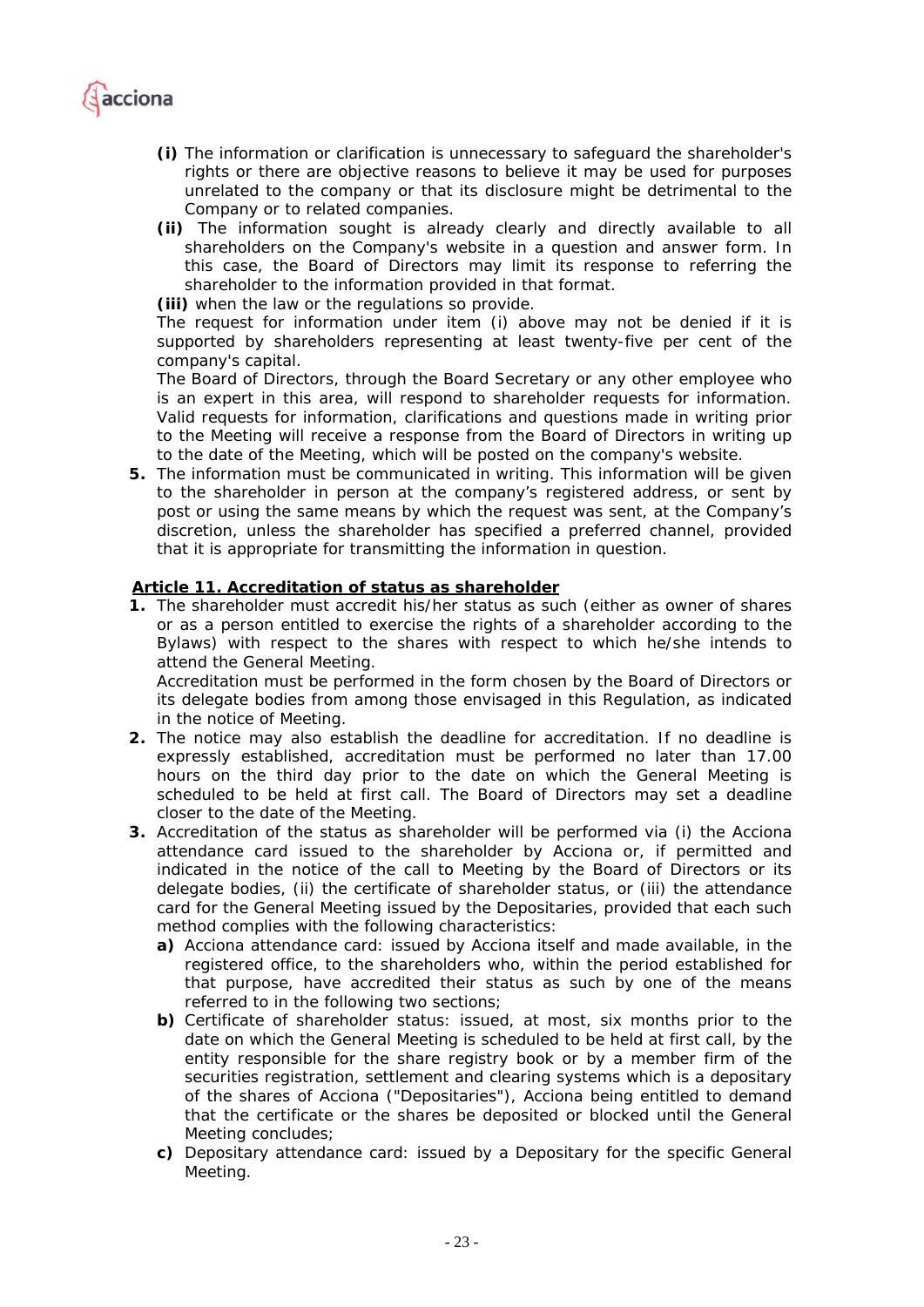- **(i)** The information or clarification is unnecessary to safeguard the shareholder's rights or there are objective reasons to believe it may be used for purposes unrelated to the company or that its disclosure might be detrimental to the Company or to related companies.
- **(ii)** The information sought is already clearly and directly available to all shareholders on the Company's website in a question and answer form. In this case, the Board of Directors may limit its response to referring the shareholder to the information provided in that format.
- **(iii)** when the law or the regulations so provide.

The request for information under item (i) above may not be denied if it is supported by shareholders representing at least twenty-five per cent of the company's capital.

The Board of Directors, through the Board Secretary or any other employee who is an expert in this area, will respond to shareholder requests for information. Valid requests for information, clarifications and questions made in writing prior to the Meeting will receive a response from the Board of Directors in writing up to the date of the Meeting, which will be posted on the company's website.

**5.** The information must be communicated in writing. This information will be given to the shareholder in person at the company's registered address, or sent by post or using the same means by which the request was sent, at the Company's discretion, unless the shareholder has specified a preferred channel, provided that it is appropriate for transmitting the information in question.

**Article 11. Accreditation of status as shareholder**

**1.** The shareholder must accredit his/her status as such (either as owner of shares or as a person entitled to exercise the rights of a shareholder according to the Bylaws) with respect to the shares with respect to which he/she intends to attend the General Meeting.

Accreditation must be performed in the form chosen by the Board of Directors or its delegate bodies from among those envisaged in this Regulation, as indicated in the notice of Meeting.

**2.** The notice may also establish the deadline for accreditation. If no deadline is expressly established, accreditation must be performed no later than 17.00 hours on the third day prior to the date on which the General Meeting is scheduled to be held at first call. The Board of Directors may set a deadline closer to the date of the Meeting.

**3.** Accreditation of the status as shareholder will be performed via (i) the Acciona attendance card issued to the shareholder by Acciona or, if permitted and indicated in the notice of the call to Meeting by the Board of Directors or its delegate bodies, (ii) the certificate of shareholder status, or (iii) the attendance card for the General Meeting issued by the Depositaries, provided that each such method complies with the following characteristics:

- **a)** Acciona attendance card: issued by Acciona itself and made available, in the registered office, to the shareholders who, within the period established for that purpose, have accredited their status as such by one of the means referred to in the following two sections;
- **b)** Certificate of shareholder status: issued, at most, six months prior to the date on which the General Meeting is scheduled to be held at first call, by the entity responsible for the share registry book or by a member firm of the securities registration, settlement and clearing systems which is a depositary of the shares of Acciona ("Depositaries"), Acciona being entitled to demand that the certificate or the shares be deposited or blocked until the General Meeting concludes;
- **c)** Depositary attendance card: issued by a Depositary for the specific General Meeting.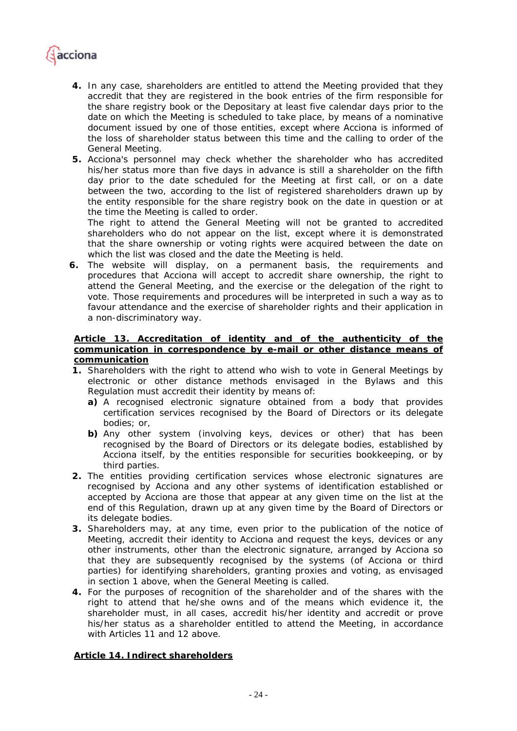4. In any case, shareholders are entitled to attend the Meeting provided that they accredit that they are registered in the book entries of the firm responsible for the share registry book or the Depositary at least five calendar days prior to the date on which the Meeting is scheduled to take place, by means of a nominative document issued by one of those entities, except where Acciona is informed of the loss of shareholder status between this time and the calling to order of the General Meeting.
5. Acciona's personnel may check whether the shareholder who has accredited his/her status more than five days in advance is still a shareholder on the fifth day prior to the date scheduled for the Meeting at first call, or on a date between the two, according to the list of registered shareholders drawn up by the entity responsible for the share registry book on the date in question or at the time the Meeting is called to order.

   The right to attend the General Meeting will not be granted to accredited shareholders who do not appear on the list, except where it is demonstrated that the share ownership or voting rights were acquired between the date on which the list was closed and the date the Meeting is held.
6. The website will display, on a permanent basis, the requirements and procedures that Acciona will accept to accredit share ownership, the right to attend the General Meeting, and the exercise or the delegation of the right to vote. Those requirements and procedures will be interpreted in such a way as to favour attendance and the exercise of shareholder rights and their application in a non-discriminatory way.

## Article 13. Accreditation of identity and of the authenticity of the communication in correspondence by e-mail or other distance means of communication

1. Shareholders with the right to attend who wish to vote in General Meetings by electronic or other distance methods envisaged in the Bylaws and this Regulation must accredit their identity by means of:
   - **a)** A recognised electronic signature obtained from a body that provides certification services recognised by the Board of Directors or its delegate bodies; or,
   - **b)** Any other system (involving keys, devices or other) that has been recognised by the Board of Directors or its delegate bodies, established by Acciona itself, by the entities responsible for securities bookkeeping, or by third parties.
2. The entities providing certification services whose electronic signatures are recognised by Acciona and any other systems of identification established or accepted by Acciona are those that appear at any given time on the list at the end of this Regulation, drawn up at any given time by the Board of Directors or its delegate bodies.
3. Shareholders may, at any time, even prior to the publication of the notice of Meeting, accredit their identity to Acciona and request the keys, devices or any other instruments, other than the electronic signature, arranged by Acciona so that they are subsequently recognised by the systems (of Acciona or third parties) for identifying shareholders, granting proxies and voting, as envisaged in section 1 above, when the General Meeting is called.
4. For the purposes of recognition of the shareholder and of the shares with the right to attend that he/she owns and of the means which evidence it, the shareholder must, in all cases, accredit his/her identity and accredit or prove his/her status as a shareholder entitled to attend the Meeting, in accordance with Articles 11 and 12 above.

## Article 14. Indirect shareholders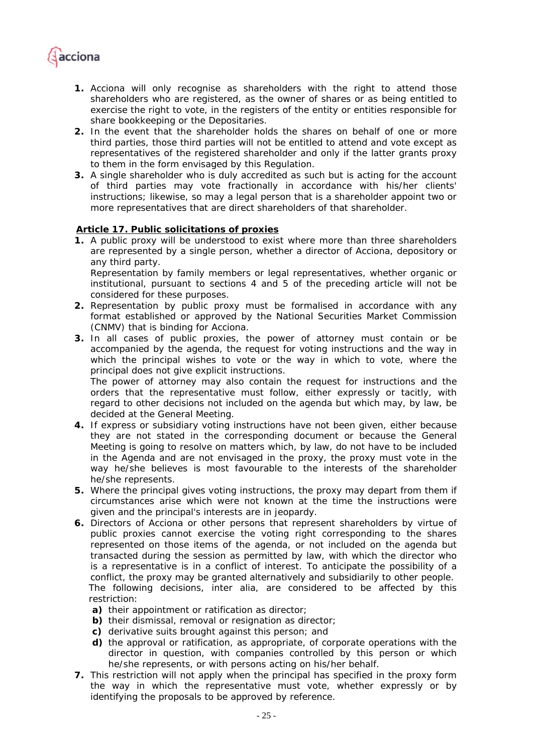1. Acciona will only recognise as shareholders with the right to attend those shareholders who are registered, as the owner of shares or as being entitled to exercise the right to vote, in the registers of the entity or entities responsible for share bookkeeping or the Depositaries.
2. In the event that the shareholder holds the shares on behalf of one or more third parties, those third parties will not be entitled to attend and vote except as representatives of the registered shareholder and only if the latter grants proxy to them in the form envisaged by this Regulation.
3. A single shareholder who is duly accredited as such but is acting for the account of third parties may vote fractionally in accordance with his/her clients' instructions; likewise, so may a legal person that is a shareholder appoint two or more representatives that are direct shareholders of that shareholder.

## Article 17. Public solicitations of proxies

1. A public proxy will be understood to exist where more than three shareholders are represented by a single person, whether a director of Acciona, depository or any third party.
   Representation by family members or legal representatives, whether organic or institutional, pursuant to sections 4 and 5 of the preceding article will not be considered for these purposes.
2. Representation by public proxy must be formalised in accordance with any format established or approved by the National Securities Market Commission (CNMV) that is binding for Acciona.
3. In all cases of public proxies, the power of attorney must contain or be accompanied by the agenda, the request for voting instructions and the way in which the principal wishes to vote or the way in which to vote, where the principal does not give explicit instructions.
   The power of attorney may also contain the request for instructions and the orders that the representative must follow, either expressly or tacitly, with regard to other decisions not included on the agenda but which may, by law, be decided at the General Meeting.
4. If express or subsidiary voting instructions have not been given, either because they are not stated in the corresponding document or because the General Meeting is going to resolve on matters which, by law, do not have to be included in the Agenda and are not envisaged in the proxy, the proxy must vote in the way he/she believes is most favourable to the interests of the shareholder he/she represents.
5. Where the principal gives voting instructions, the proxy may depart from them if circumstances arise which were not known at the time the instructions were given and the principal's interests are in jeopardy.
6. Directors of Acciona or other persons that represent shareholders by virtue of public proxies cannot exercise the voting right corresponding to the shares represented on those items of the agenda, or not included on the agenda but transacted during the session as permitted by law, with which the director who is a representative is in a conflict of interest. To anticipate the possibility of a conflict, the proxy may be granted alternatively and subsidiarily to other people.
   The following decisions, inter alia, are considered to be affected by this restriction:
   a) their appointment or ratification as director;
   b) their dismissal, removal or resignation as director;
   c) derivative suits brought against this person; and
   d) the approval or ratification, as appropriate, of corporate operations with the director in question, with companies controlled by this person or which he/she represents, or with persons acting on his/her behalf.
7. This restriction will not apply when the principal has specified in the proxy form the way in which the representative must vote, whether expressly or by identifying the proposals to be approved by reference.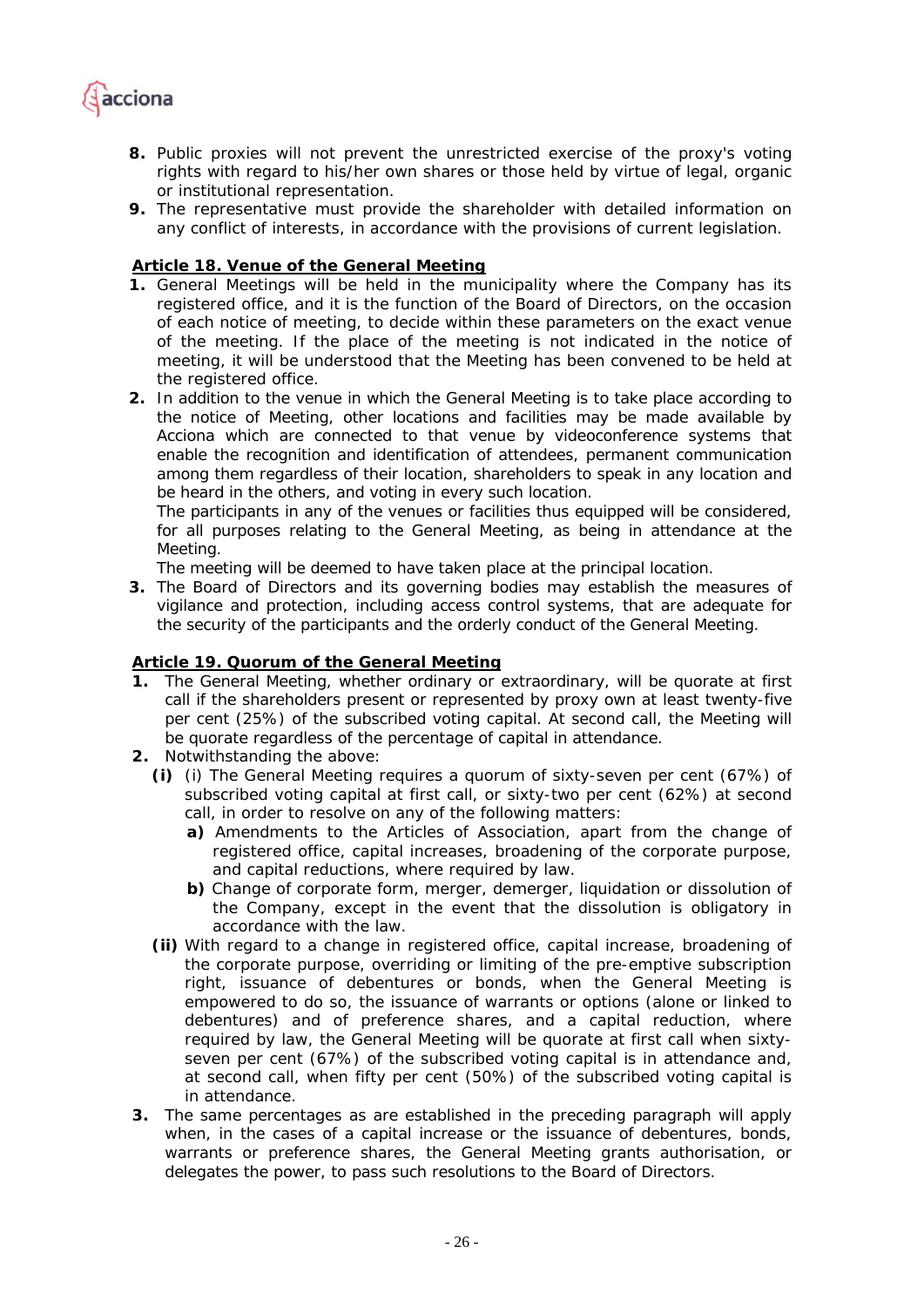8. Public proxies will not prevent the unrestricted exercise of the proxy's voting rights with regard to his/her own shares or those held by virtue of legal, organic or institutional representation.
9. The representative must provide the shareholder with detailed information on any conflict of interests, in accordance with the provisions of current legislation.

## Article 18. Venue of the General Meeting

1. General Meetings will be held in the municipality where the Company has its registered office, and it is the function of the Board of Directors, on the occasion of each notice of meeting, to decide within these parameters on the exact venue of the meeting. If the place of the meeting is not indicated in the notice of meeting, it will be understood that the Meeting has been convened to be held at the registered office.
2. In addition to the venue in which the General Meeting is to take place according to the notice of Meeting, other locations and facilities may be made available by Acciona which are connected to that venue by videoconference systems that enable the recognition and identification of attendees, permanent communication among them regardless of their location, shareholders to speak in any location and be heard in the others, and voting in every such location.
   The participants in any of the venues or facilities thus equipped will be considered, for all purposes relating to the General Meeting, as being in attendance at the Meeting.
   The meeting will be deemed to have taken place at the principal location.
3. The Board of Directors and its governing bodies may establish the measures of vigilance and protection, including access control systems, that are adequate for the security of the participants and the orderly conduct of the General Meeting.

## Article 19. Quorum of the General Meeting

1. The General Meeting, whether ordinary or extraordinary, will be quorate at first call if the shareholders present or represented by proxy own at least twenty-five per cent (25%) of the subscribed voting capital. At second call, the Meeting will be quorate regardless of the percentage of capital in attendance.
2. Notwithstanding the above:
   - **(i)** (i) The General Meeting requires a quorum of sixty-seven per cent (67%) of subscribed voting capital at first call, or sixty-two per cent (62%) at second call, in order to resolve on any of the following matters:
     - **a)** Amendments to the Articles of Association, apart from the change of registered office, capital increases, broadening of the corporate purpose, and capital reductions, where required by law.
     - **b)** Change of corporate form, merger, demerger, liquidation or dissolution of the Company, except in the event that the dissolution is obligatory in accordance with the law.
   - **(ii)** With regard to a change in registered office, capital increase, broadening of the corporate purpose, overriding or limiting of the pre-emptive subscription right, issuance of debentures or bonds, when the General Meeting is empowered to do so, the issuance of warrants or options (alone or linked to debentures) and of preference shares, and a capital reduction, where required by law, the General Meeting will be quorate at first call when sixty-seven per cent (67%) of the subscribed voting capital is in attendance and, at second call, when fifty per cent (50%) of the subscribed voting capital is in attendance.
3. The same percentages as are established in the preceding paragraph will apply when, in the cases of a capital increase or the issuance of debentures, bonds, warrants or preference shares, the General Meeting grants authorisation, or delegates the power, to pass such resolutions to the Board of Directors.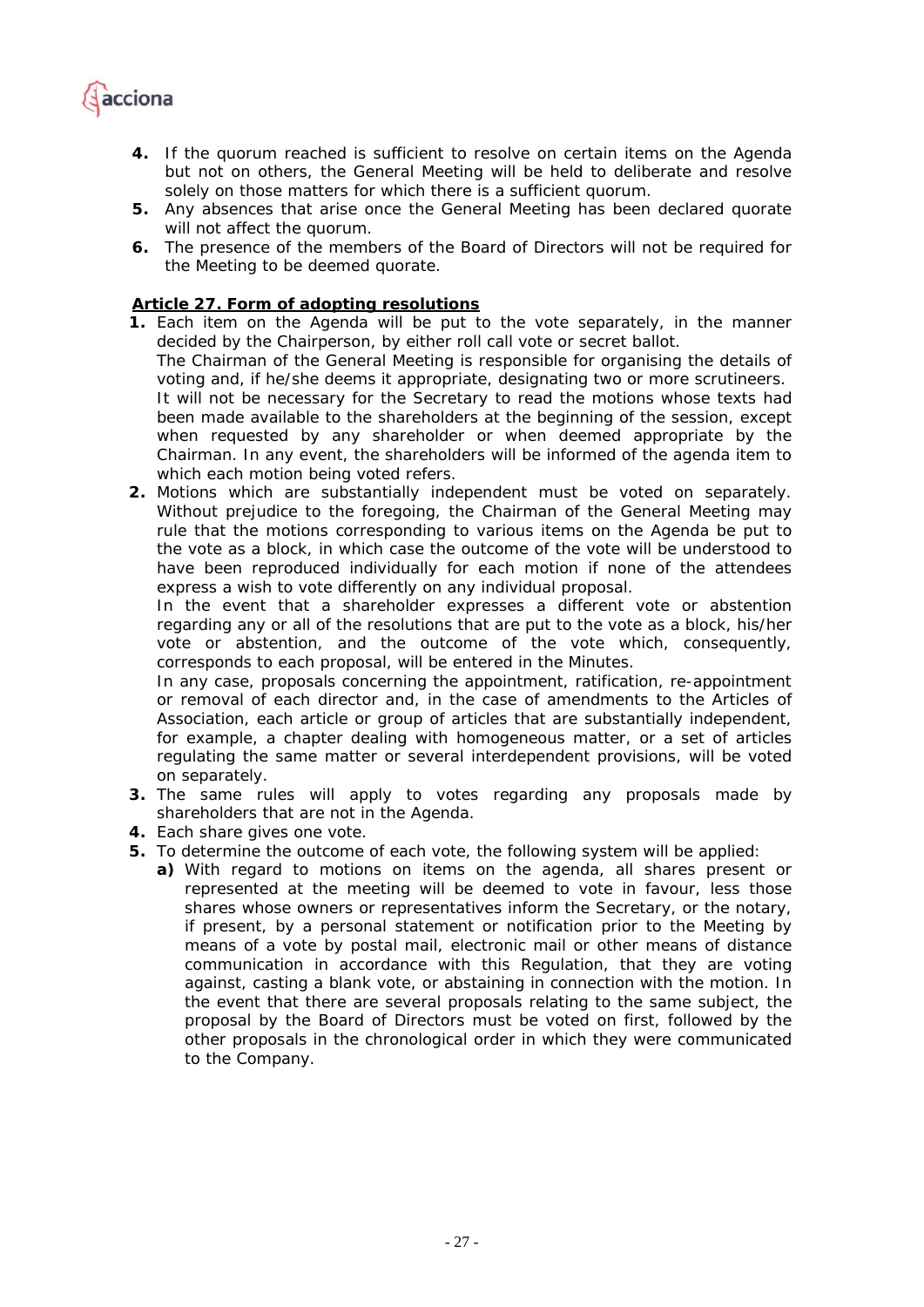4. If the quorum reached is sufficient to resolve on certain items on the Agenda but not on others, the General Meeting will be held to deliberate and resolve solely on those matters for which there is a sufficient quorum.
5. Any absences that arise once the General Meeting has been declared quorate will not affect the quorum.
6. The presence of the members of the Board of Directors will not be required for the Meeting to be deemed quorate.

**Article 27. Form of adopting resolutions**

1. Each item on the Agenda will be put to the vote separately, in the manner decided by the Chairperson, by either roll call vote or secret ballot.
   The Chairman of the General Meeting is responsible for organising the details of voting and, if he/she deems it appropriate, designating two or more scrutineers.
   It will not be necessary for the Secretary to read the motions whose texts had been made available to the shareholders at the beginning of the session, except when requested by any shareholder or when deemed appropriate by the Chairman. In any event, the shareholders will be informed of the agenda item to which each motion being voted refers.
2. Motions which are substantially independent must be voted on separately. Without prejudice to the foregoing, the Chairman of the General Meeting may rule that the motions corresponding to various items on the Agenda be put to the vote as a block, in which case the outcome of the vote will be understood to have been reproduced individually for each motion if none of the attendees express a wish to vote differently on any individual proposal.
   In the event that a shareholder expresses a different vote or abstention regarding any or all of the resolutions that are put to the vote as a block, his/her vote or abstention, and the outcome of the vote which, consequently, corresponds to each proposal, will be entered in the Minutes.
   In any case, proposals concerning the appointment, ratification, re-appointment or removal of each director and, in the case of amendments to the Articles of Association, each article or group of articles that are substantially independent, for example, a chapter dealing with homogeneous matter, or a set of articles regulating the same matter or several interdependent provisions, will be voted on separately.
3. The same rules will apply to votes regarding any proposals made by shareholders that are not in the Agenda.
4. Each share gives one vote.
5. To determine the outcome of each vote, the following system will be applied:
   a) With regard to motions on items on the agenda, all shares present or represented at the meeting will be deemed to vote in favour, less those shares whose owners or representatives inform the Secretary, or the notary, if present, by a personal statement or notification prior to the Meeting by means of a vote by postal mail, electronic mail or other means of distance communication in accordance with this Regulation, that they are voting against, casting a blank vote, or abstaining in connection with the motion. In the event that there are several proposals relating to the same subject, the proposal by the Board of Directors must be voted on first, followed by the other proposals in the chronological order in which they were communicated to the Company.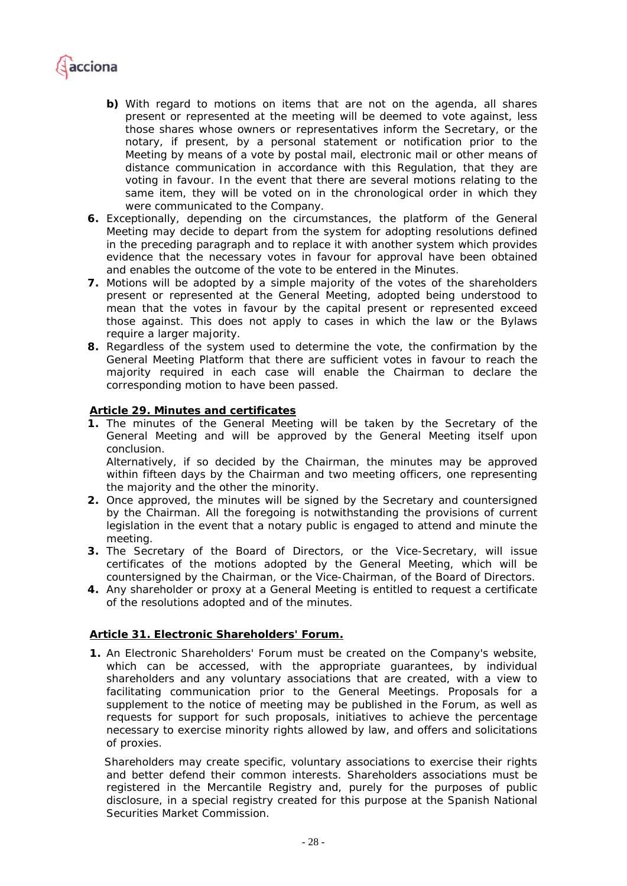**b)** With regard to motions on items that are not on the agenda, all shares present or represented at the meeting will be deemed to vote against, less those shares whose owners or representatives inform the Secretary, or the notary, if present, by a personal statement or notification prior to the Meeting by means of a vote by postal mail, electronic mail or other means of distance communication in accordance with this Regulation, that they are voting in favour. In the event that there are several motions relating to the same item, they will be voted on in the chronological order in which they were communicated to the Company.

**6.** Exceptionally, depending on the circumstances, the platform of the General Meeting may decide to depart from the system for adopting resolutions defined in the preceding paragraph and to replace it with another system which provides evidence that the necessary votes in favour for approval have been obtained and enables the outcome of the vote to be entered in the Minutes.

**7.** Motions will be adopted by a simple majority of the votes of the shareholders present or represented at the General Meeting, adopted being understood to mean that the votes in favour by the capital present or represented exceed those against. This does not apply to cases in which the law or the Bylaws require a larger majority.

**8.** Regardless of the system used to determine the vote, the confirmation by the General Meeting Platform that there are sufficient votes in favour to reach the majority required in each case will enable the Chairman to declare the corresponding motion to have been passed.

## Article 29. Minutes and certificates

**1.** The minutes of the General Meeting will be taken by the Secretary of the General Meeting and will be approved by the General Meeting itself upon conclusion.
Alternatively, if so decided by the Chairman, the minutes may be approved within fifteen days by the Chairman and two meeting officers, one representing the majority and the other the minority.

**2.** Once approved, the minutes will be signed by the Secretary and countersigned by the Chairman. All the foregoing is notwithstanding the provisions of current legislation in the event that a notary public is engaged to attend and minute the meeting.

**3.** The Secretary of the Board of Directors, or the Vice-Secretary, will issue certificates of the motions adopted by the General Meeting, which will be countersigned by the Chairman, or the Vice-Chairman, of the Board of Directors.

**4.** Any shareholder or proxy at a General Meeting is entitled to request a certificate of the resolutions adopted and of the minutes.

## Article 31. Electronic Shareholders' Forum.

**1.** An Electronic Shareholders' Forum must be created on the Company's website, which can be accessed, with the appropriate guarantees, by individual shareholders and any voluntary associations that are created, with a view to facilitating communication prior to the General Meetings. Proposals for a supplement to the notice of meeting may be published in the Forum, as well as requests for support for such proposals, initiatives to achieve the percentage necessary to exercise minority rights allowed by law, and offers and solicitations of proxies.

Shareholders may create specific, voluntary associations to exercise their rights and better defend their common interests. Shareholders associations must be registered in the Mercantile Registry and, purely for the purposes of public disclosure, in a special registry created for this purpose at the Spanish National Securities Market Commission.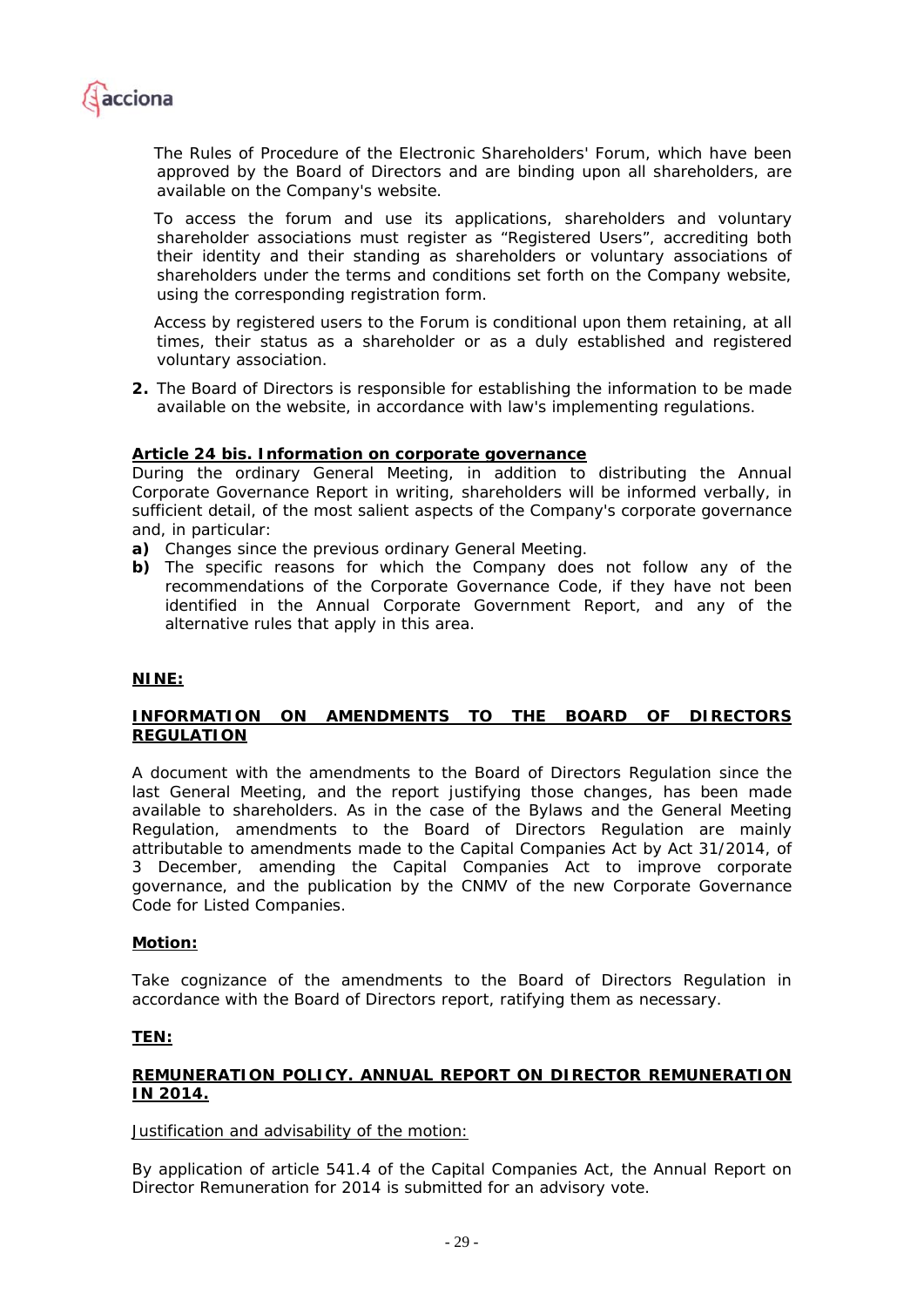The Rules of Procedure of the Electronic Shareholders' Forum, which have been approved by the Board of Directors and are binding upon all shareholders, are available on the Company's website.

To access the forum and use its applications, shareholders and voluntary shareholder associations must register as "Registered Users", accrediting both their identity and their standing as shareholders or voluntary associations of shareholders under the terms and conditions set forth on the Company website, using the corresponding registration form.

Access by registered users to the Forum is conditional upon them retaining, at all times, their status as a shareholder or as a duly established and registered voluntary association.

2. The Board of Directors is responsible for establishing the information to be made available on the website, in accordance with law's implementing regulations.

**Article 24 bis. Information on corporate governance**

During the ordinary General Meeting, in addition to distributing the Annual Corporate Governance Report in writing, shareholders will be informed verbally, in sufficient detail, of the most salient aspects of the Company's corporate governance and, in particular:

**a)** Changes since the previous ordinary General Meeting.

**b)** The specific reasons for which the Company does not follow any of the recommendations of the Corporate Governance Code, if they have not been identified in the Annual Corporate Government Report, and any of the alternative rules that apply in this area.

## NINE:

## INFORMATION ON AMENDMENTS TO THE BOARD OF DIRECTORS REGULATION

A document with the amendments to the Board of Directors Regulation since the last General Meeting, and the report justifying those changes, has been made available to shareholders. As in the case of the Bylaws and the General Meeting Regulation, amendments to the Board of Directors Regulation are mainly attributable to amendments made to the Capital Companies Act by Act 31/2014, of 3 December, amending the Capital Companies Act to improve corporate governance, and the publication by the CNMV of the new Corporate Governance Code for Listed Companies.

**Motion:**

Take cognizance of the amendments to the Board of Directors Regulation in accordance with the Board of Directors report, ratifying them as necessary.

## TEN:

## REMUNERATION POLICY. ANNUAL REPORT ON DIRECTOR REMUNERATION IN 2014.

Justification and advisability of the motion:

By application of article 541.4 of the Capital Companies Act, the Annual Report on Director Remuneration for 2014 is submitted for an advisory vote.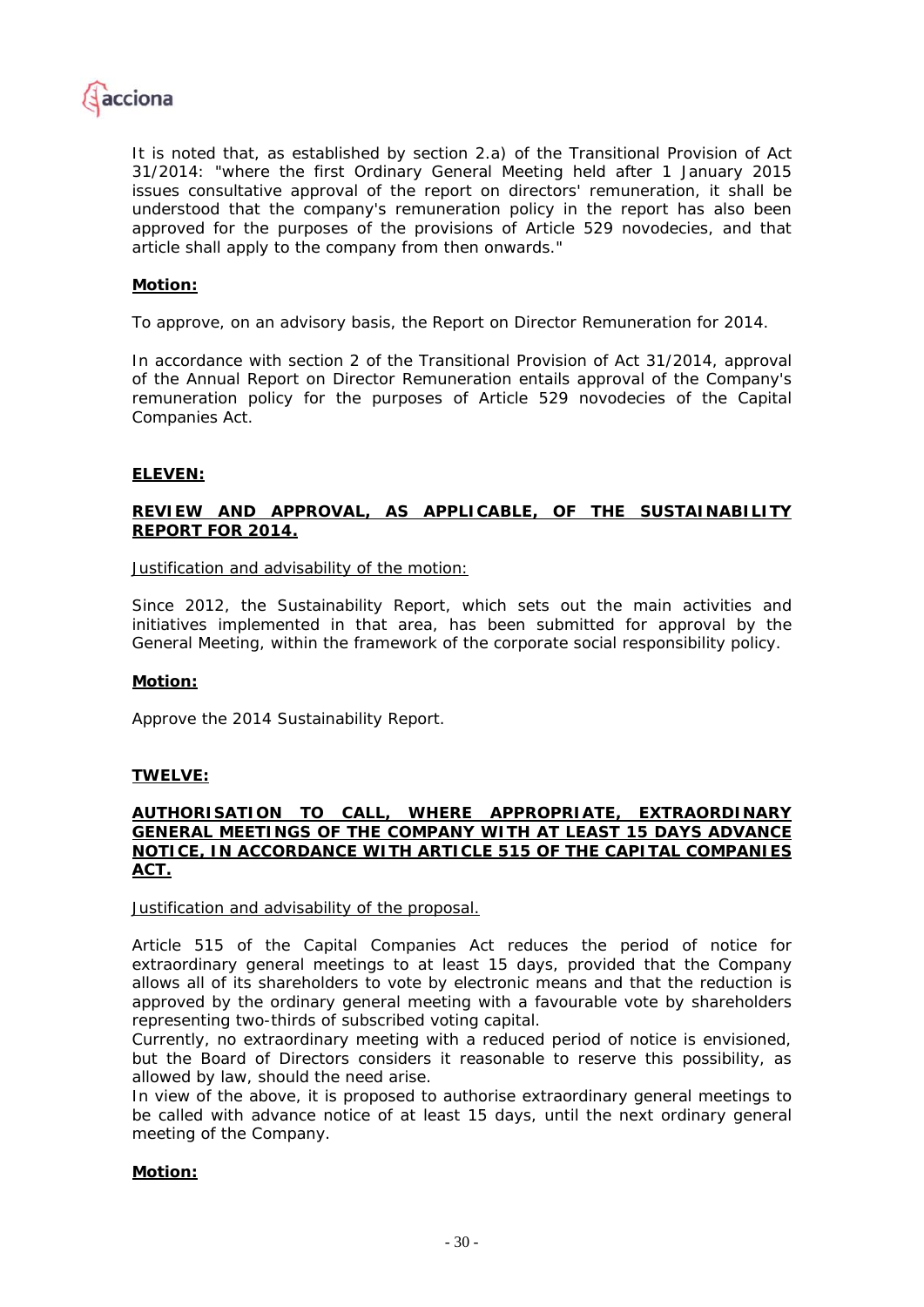It is noted that, as established by section 2.a) of the Transitional Provision of Act 31/2014: "where the first Ordinary General Meeting held after 1 January 2015 issues consultative approval of the report on directors' remuneration, it shall be understood that the company's remuneration policy in the report has also been approved for the purposes of the provisions of Article 529 novodecies, and that article shall apply to the company from then onwards."

**Motion:**

To approve, on an advisory basis, the Report on Director Remuneration for 2014.

In accordance with section 2 of the Transitional Provision of Act 31/2014, approval of the Annual Report on Director Remuneration entails approval of the Company's remuneration policy for the purposes of Article 529 novodecies of the Capital Companies Act.

## ELEVEN:

### REVIEW AND APPROVAL, AS APPLICABLE, OF THE SUSTAINABILITY REPORT FOR 2014.

Justification and advisability of the motion:

Since 2012, the Sustainability Report, which sets out the main activities and initiatives implemented in that area, has been submitted for approval by the General Meeting, within the framework of the corporate social responsibility policy.

**Motion:**

Approve the 2014 Sustainability Report.

## TWELVE:

### AUTHORISATION TO CALL, WHERE APPROPRIATE, EXTRAORDINARY GENERAL MEETINGS OF THE COMPANY WITH AT LEAST 15 DAYS ADVANCE NOTICE, IN ACCORDANCE WITH ARTICLE 515 OF THE CAPITAL COMPANIES ACT.

Justification and advisability of the proposal.

Article 515 of the Capital Companies Act reduces the period of notice for extraordinary general meetings to at least 15 days, provided that the Company allows all of its shareholders to vote by electronic means and that the reduction is approved by the ordinary general meeting with a favourable vote by shareholders representing two-thirds of subscribed voting capital.
Currently, no extraordinary meeting with a reduced period of notice is envisioned, but the Board of Directors considers it reasonable to reserve this possibility, as allowed by law, should the need arise.
In view of the above, it is proposed to authorise extraordinary general meetings to be called with advance notice of at least 15 days, until the next ordinary general meeting of the Company.

**Motion:**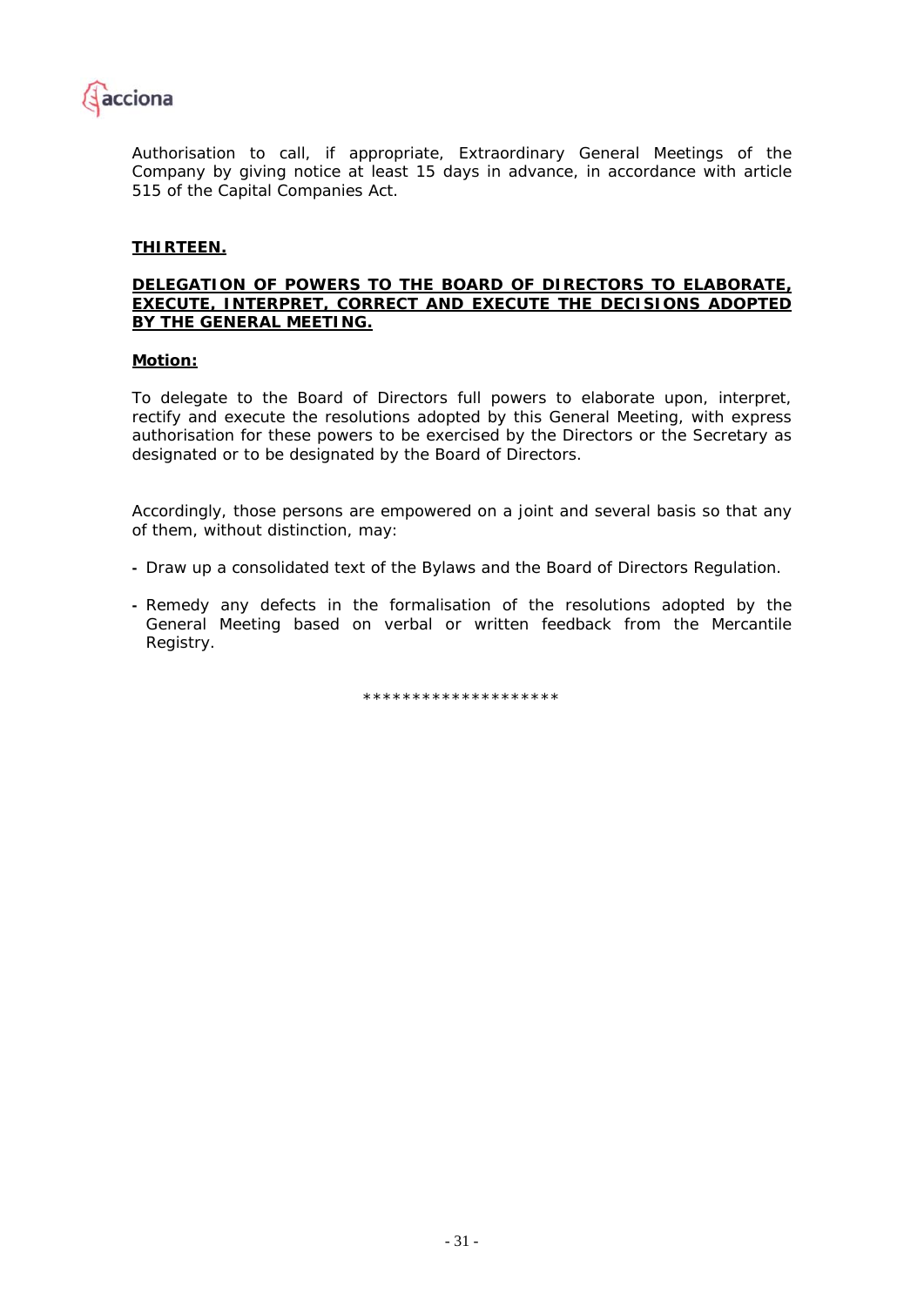Authorisation to call, if appropriate, Extraordinary General Meetings of the Company by giving notice at least 15 days in advance, in accordance with article 515 of the Capital Companies Act.

## THIRTEEN.

## DELEGATION OF POWERS TO THE BOARD OF DIRECTORS TO ELABORATE, EXECUTE, INTERPRET, CORRECT AND EXECUTE THE DECISIONS ADOPTED BY THE GENERAL MEETING.

**Motion:**

To delegate to the Board of Directors full powers to elaborate upon, interpret, rectify and execute the resolutions adopted by this General Meeting, with express authorisation for these powers to be exercised by the Directors or the Secretary as designated or to be designated by the Board of Directors.

Accordingly, those persons are empowered on a joint and several basis so that any of them, without distinction, may:

- Draw up a consolidated text of the Bylaws and the Board of Directors Regulation.
- Remedy any defects in the formalisation of the resolutions adopted by the General Meeting based on verbal or written feedback from the Mercantile Registry.

********************